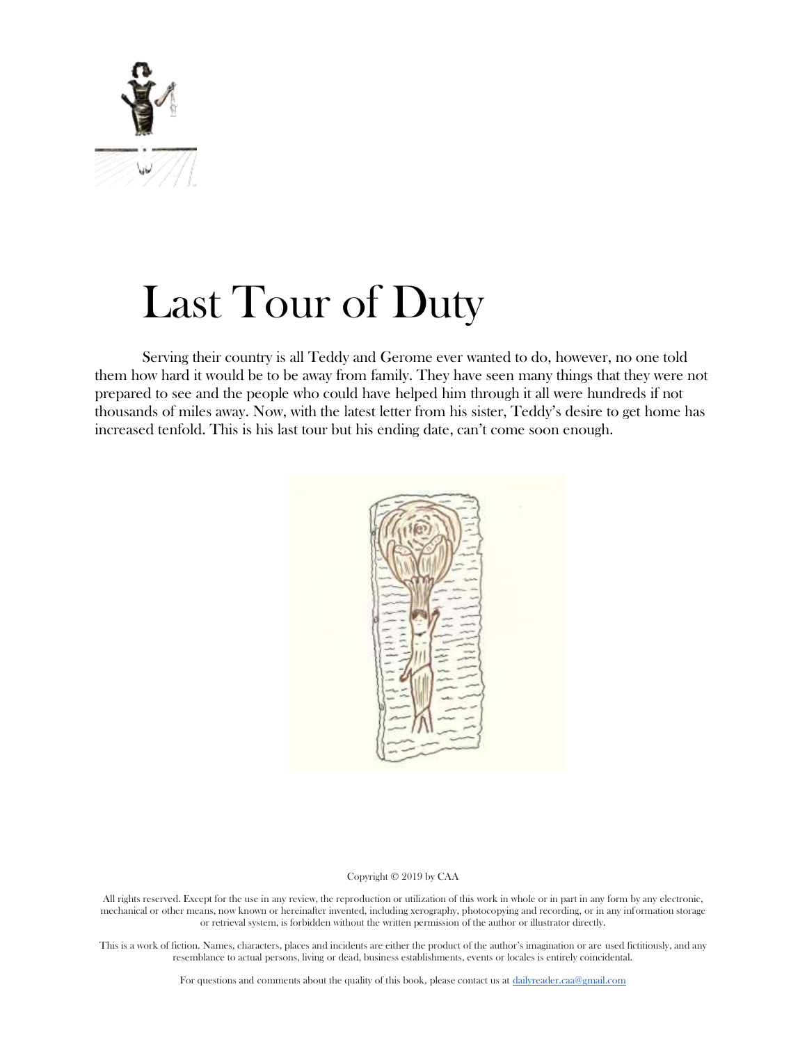# Last Tour of Duty

Serving their country is all Teddy and Gerome ever wanted to do, however, no one told them how hard it would be to be away from family. They have seen many things that they were not prepared to see and the people who could have helped him through it all were hundreds if not thousands of miles away. Now, with the latest letter from his sister, Teddy's desire to get home has increased tenfold. This is his last tour but his ending date, can't come soon enough.

Copyright © 2019 by CAA

All rights reserved. Except for the use in any review, the reproduction or utilization of this work in whole or in part in any form by any electronic, mechanical or other means, now known or hereinafter invented, including xerography, photocopying and recording, or in any information storage or retrieval system, is forbidden without the written permission of the author or illustrator directly.

This is a work of fiction. Names, characters, places and incidents are either the product of the author's imagination or are used fictitiously, and any resemblance to actual persons, living or dead, business establishments, events or locales is entirely coincidental.

For questions and comments about the quality of this book, please contact us at dailyreader.caa@gmail.com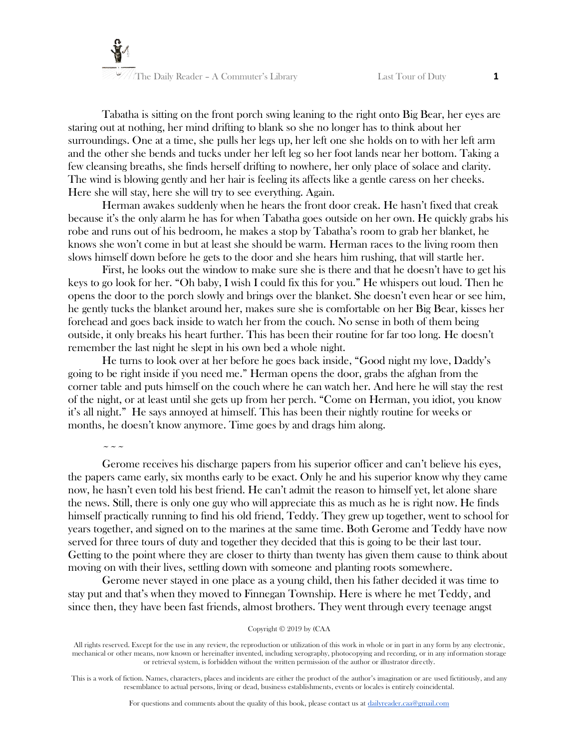Tabatha is sitting on the front porch swing leaning to the right onto Big Bear, her eyes are staring out at nothing, her mind drifting to blank so she no longer has to think about her surroundings. One at a time, she pulls her legs up, her left one she holds on to with her left arm and the other she bends and tucks under her left leg so her foot lands near her bottom. Taking a few cleansing breaths, she finds herself drifting to nowhere, her only place of solace and clarity. The wind is blowing gently and her hair is feeling its affects like a gentle caress on her cheeks. Here she will stay, here she will try to see everything. Again.

Herman awakes suddenly when he hears the front door creak. He hasn't fixed that creak because it's the only alarm he has for when Tabatha goes outside on her own. He quickly grabs his robe and runs out of his bedroom, he makes a stop by Tabatha's room to grab her blanket, he knows she won't come in but at least she should be warm. Herman races to the living room then slows himself down before he gets to the door and she hears him rushing, that will startle her.

First, he looks out the window to make sure she is there and that he doesn't have to get his keys to go look for her. "Oh baby, I wish I could fix this for you." He whispers out loud. Then he opens the door to the porch slowly and brings over the blanket. She doesn't even hear or see him, he gently tucks the blanket around her, makes sure she is comfortable on her Big Bear, kisses her forehead and goes back inside to watch her from the couch. No sense in both of them being outside, it only breaks his heart further. This has been their routine for far too long. He doesn't remember the last night he slept in his own bed a whole night.

He turns to look over at her before he goes back inside, "Good night my love, Daddy's going to be right inside if you need me." Herman opens the door, grabs the afghan from the corner table and puts himself on the couch where he can watch her. And here he will stay the rest of the night, or at least until she gets up from her perch. "Come on Herman, you idiot, you know it's all night." He says annoyed at himself. This has been their nightly routine for weeks or months, he doesn't know anymore. Time goes by and drags him along.

~ ~ ~

Gerome receives his discharge papers from his superior officer and can't believe his eyes, the papers came early, six months early to be exact. Only he and his superior know why they came now, he hasn't even told his best friend. He can't admit the reason to himself yet, let alone share the news. Still, there is only one guy who will appreciate this as much as he is right now. He finds himself practically running to find his old friend, Teddy. They grew up together, went to school for years together, and signed on to the marines at the same time. Both Gerome and Teddy have now served for three tours of duty and together they decided that this is going to be their last tour. Getting to the point where they are closer to thirty than twenty has given them cause to think about moving on with their lives, settling down with someone and planting roots somewhere.

Gerome never stayed in one place as a young child, then his father decided it was time to stay put and that's when they moved to Finnegan Township. Here is where he met Teddy, and since then, they have been fast friends, almost brothers. They went through every teenage angst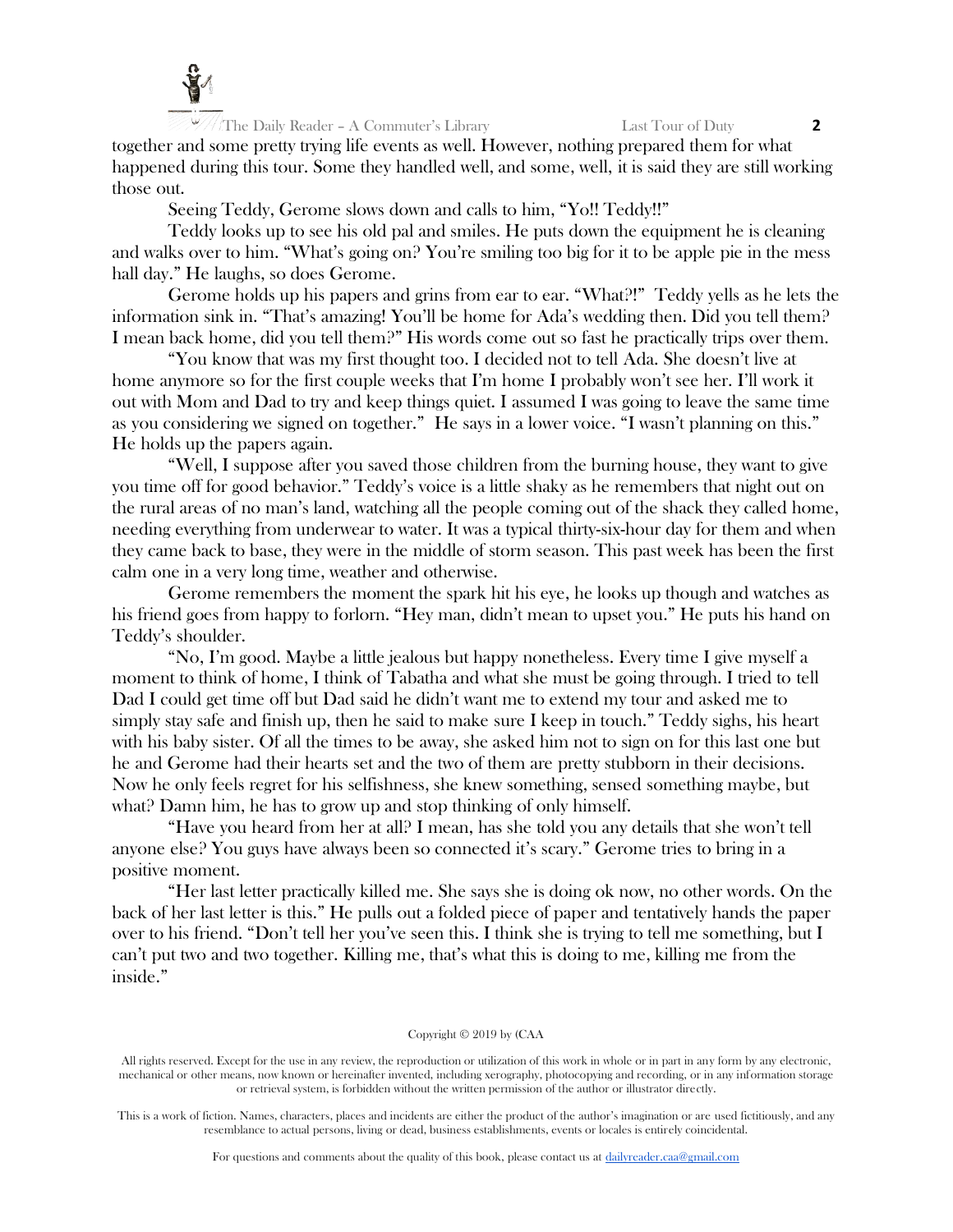together and some pretty trying life events as well. However, nothing prepared them for what happened during this tour. Some they handled well, and some, well, it is said they are still working those out.

Seeing Teddy, Gerome slows down and calls to him, "Yo!! Teddy!!"

Teddy looks up to see his old pal and smiles. He puts down the equipment he is cleaning and walks over to him. "What's going on? You're smiling too big for it to be apple pie in the mess hall day." He laughs, so does Gerome.

Gerome holds up his papers and grins from ear to ear. "What?!" Teddy yells as he lets the information sink in. "That's amazing! You'll be home for Ada's wedding then. Did you tell them? I mean back home, did you tell them?" His words come out so fast he practically trips over them.

"You know that was my first thought too. I decided not to tell Ada. She doesn't live at home anymore so for the first couple weeks that I'm home I probably won't see her. I'll work it out with Mom and Dad to try and keep things quiet. I assumed I was going to leave the same time as you considering we signed on together." He says in a lower voice. "I wasn't planning on this." He holds up the papers again.

"Well, I suppose after you saved those children from the burning house, they want to give you time off for good behavior." Teddy's voice is a little shaky as he remembers that night out on the rural areas of no man's land, watching all the people coming out of the shack they called home, needing everything from underwear to water. It was a typical thirty-six-hour day for them and when they came back to base, they were in the middle of storm season. This past week has been the first calm one in a very long time, weather and otherwise.

Gerome remembers the moment the spark hit his eye, he looks up though and watches as his friend goes from happy to forlorn. "Hey man, didn't mean to upset you." He puts his hand on Teddy's shoulder.

"No, I'm good. Maybe a little jealous but happy nonetheless. Every time I give myself a moment to think of home, I think of Tabatha and what she must be going through. I tried to tell Dad I could get time off but Dad said he didn't want me to extend my tour and asked me to simply stay safe and finish up, then he said to make sure I keep in touch." Teddy sighs, his heart with his baby sister. Of all the times to be away, she asked him not to sign on for this last one but he and Gerome had their hearts set and the two of them are pretty stubborn in their decisions. Now he only feels regret for his selfishness, she knew something, sensed something maybe, but what? Damn him, he has to grow up and stop thinking of only himself.

"Have you heard from her at all? I mean, has she told you any details that she won't tell anyone else? You guys have always been so connected it's scary." Gerome tries to bring in a positive moment.

"Her last letter practically killed me. She says she is doing ok now, no other words. On the back of her last letter is this." He pulls out a folded piece of paper and tentatively hands the paper over to his friend. "Don't tell her you've seen this. I think she is trying to tell me something, but I can't put two and two together. Killing me, that's what this is doing to me, killing me from the inside."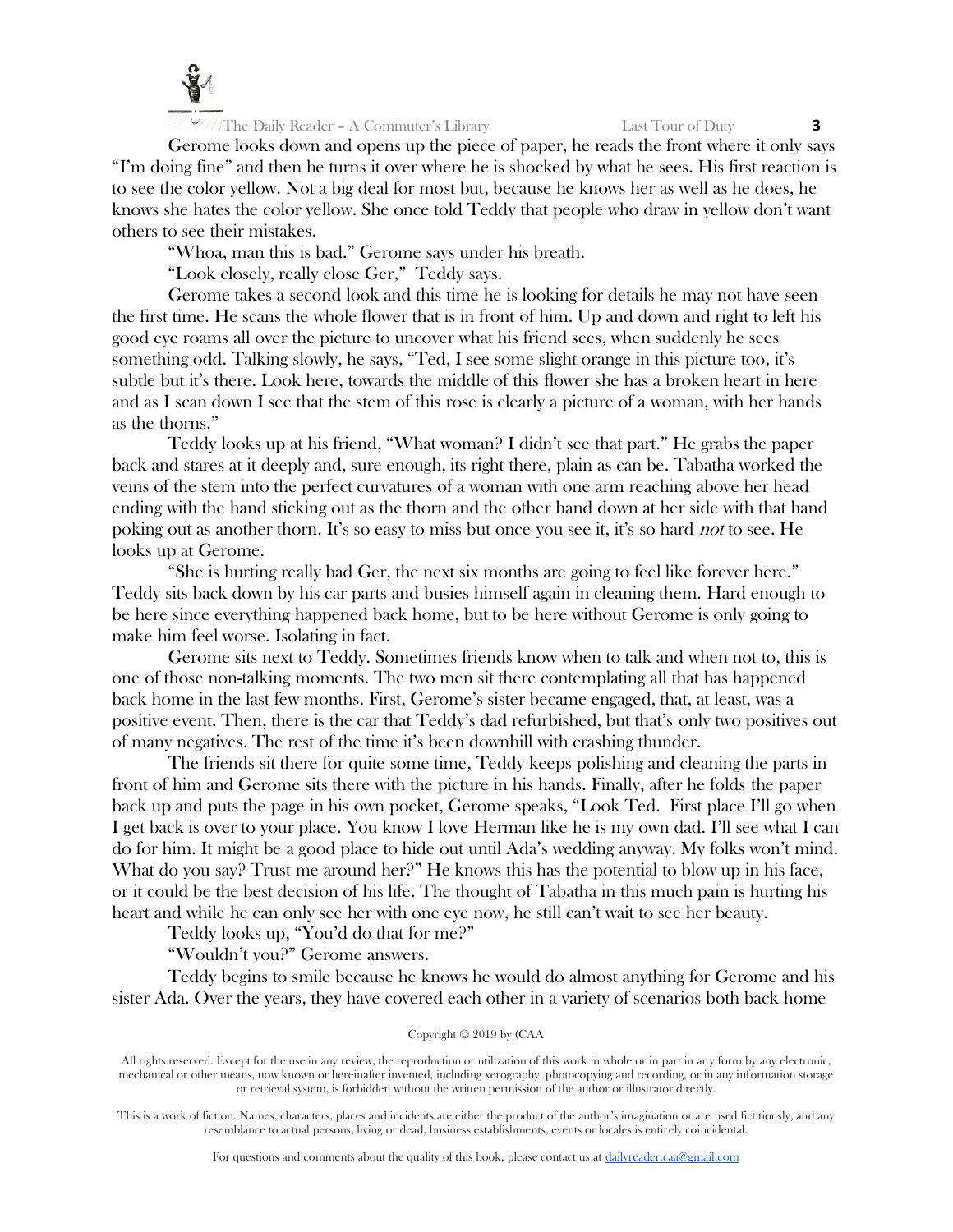Gerome looks down and opens up the piece of paper, he reads the front where it only says "I'm doing fine" and then he turns it over where he is shocked by what he sees. His first reaction is to see the color yellow. Not a big deal for most but, because he knows her as well as he does, he knows she hates the color yellow. She once told Teddy that people who draw in yellow don't want others to see their mistakes.

"Whoa, man this is bad." Gerome says under his breath.

"Look closely, really close Ger," Teddy says.

Gerome takes a second look and this time he is looking for details he may not have seen the first time. He scans the whole flower that is in front of him. Up and down and right to left his good eye roams all over the picture to uncover what his friend sees, when suddenly he sees something odd. Talking slowly, he says, "Ted, I see some slight orange in this picture too, it's subtle but it's there. Look here, towards the middle of this flower she has a broken heart in here and as I scan down I see that the stem of this rose is clearly a picture of a woman, with her hands as the thorns."

Teddy looks up at his friend, "What woman? I didn't see that part." He grabs the paper back and stares at it deeply and, sure enough, its right there, plain as can be. Tabatha worked the veins of the stem into the perfect curvatures of a woman with one arm reaching above her head ending with the hand sticking out as the thorn and the other hand down at her side with that hand poking out as another thorn. It's so easy to miss but once you see it, it's so hard *not* to see. He looks up at Gerome.

"She is hurting really bad Ger, the next six months are going to feel like forever here." Teddy sits back down by his car parts and busies himself again in cleaning them. Hard enough to be here since everything happened back home, but to be here without Gerome is only going to make him feel worse. Isolating in fact.

Gerome sits next to Teddy. Sometimes friends know when to talk and when not to, this is one of those non-talking moments. The two men sit there contemplating all that has happened back home in the last few months. First, Gerome's sister became engaged, that, at least, was a positive event. Then, there is the car that Teddy's dad refurbished, but that's only two positives out of many negatives. The rest of the time it's been downhill with crashing thunder.

The friends sit there for quite some time, Teddy keeps polishing and cleaning the parts in front of him and Gerome sits there with the picture in his hands. Finally, after he folds the paper back up and puts the page in his own pocket, Gerome speaks, "Look Ted. First place I'll go when I get back is over to your place. You know I love Herman like he is my own dad. I'll see what I can do for him. It might be a good place to hide out until Ada's wedding anyway. My folks won't mind. What do you say? Trust me around her?" He knows this has the potential to blow up in his face, or it could be the best decision of his life. The thought of Tabatha in this much pain is hurting his heart and while he can only see her with one eye now, he still can't wait to see her beauty.

Teddy looks up, "You'd do that for me?"

"Wouldn't you?" Gerome answers.

Teddy begins to smile because he knows he would do almost anything for Gerome and his sister Ada. Over the years, they have covered each other in a variety of scenarios both back home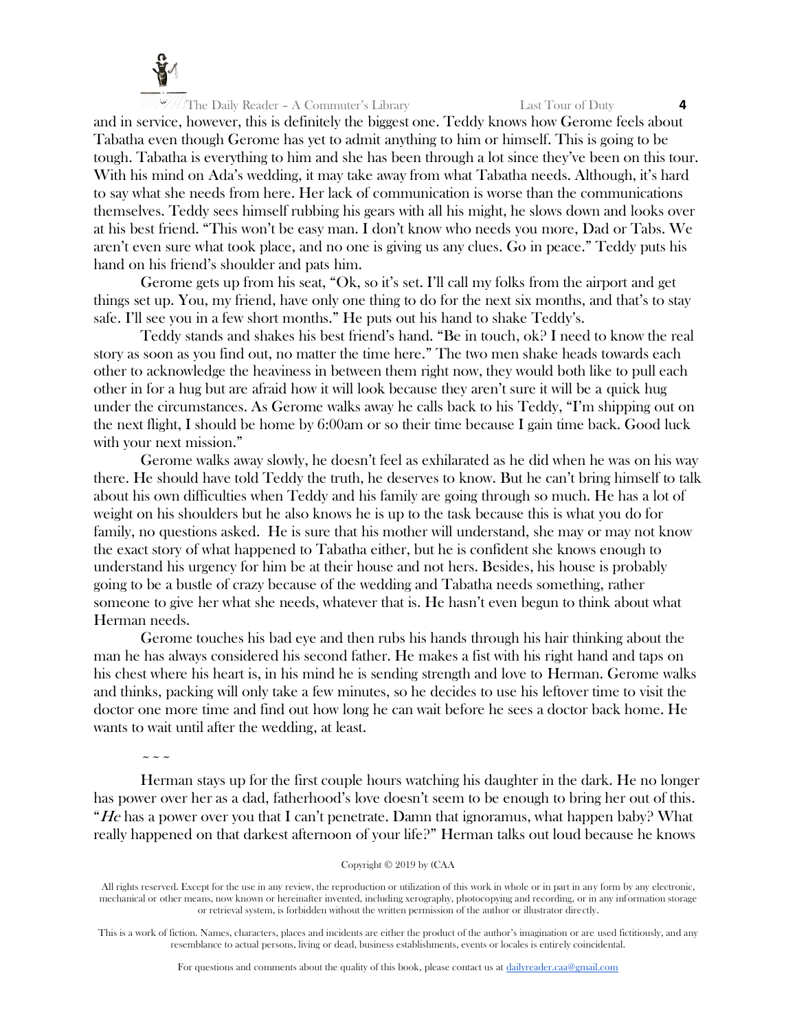and in service, however, this is definitely the biggest one. Teddy knows how Gerome feels about Tabatha even though Gerome has yet to admit anything to him or himself. This is going to be tough. Tabatha is everything to him and she has been through a lot since they've been on this tour. With his mind on Ada's wedding, it may take away from what Tabatha needs. Although, it's hard to say what she needs from here. Her lack of communication is worse than the communications themselves. Teddy sees himself rubbing his gears with all his might, he slows down and looks over at his best friend. "This won't be easy man. I don't know who needs you more, Dad or Tabs. We aren't even sure what took place, and no one is giving us any clues. Go in peace." Teddy puts his hand on his friend's shoulder and pats him.

Gerome gets up from his seat, "Ok, so it's set. I'll call my folks from the airport and get things set up. You, my friend, have only one thing to do for the next six months, and that's to stay safe. I'll see you in a few short months." He puts out his hand to shake Teddy's.

Teddy stands and shakes his best friend's hand. "Be in touch, ok? I need to know the real story as soon as you find out, no matter the time here." The two men shake heads towards each other to acknowledge the heaviness in between them right now, they would both like to pull each other in for a hug but are afraid how it will look because they aren't sure it will be a quick hug under the circumstances. As Gerome walks away he calls back to his Teddy, "I'm shipping out on the next flight, I should be home by 6:00am or so their time because I gain time back. Good luck with your next mission."

Gerome walks away slowly, he doesn't feel as exhilarated as he did when he was on his way there. He should have told Teddy the truth, he deserves to know. But he can't bring himself to talk about his own difficulties when Teddy and his family are going through so much. He has a lot of weight on his shoulders but he also knows he is up to the task because this is what you do for family, no questions asked. He is sure that his mother will understand, she may or may not know the exact story of what happened to Tabatha either, but he is confident she knows enough to understand his urgency for him be at their house and not hers. Besides, his house is probably going to be a bustle of crazy because of the wedding and Tabatha needs something, rather someone to give her what she needs, whatever that is. He hasn't even begun to think about what Herman needs.

Gerome touches his bad eye and then rubs his hands through his hair thinking about the man he has always considered his second father. He makes a fist with his right hand and taps on his chest where his heart is, in his mind he is sending strength and love to Herman. Gerome walks and thinks, packing will only take a few minutes, so he decides to use his leftover time to visit the doctor one more time and find out how long he can wait before he sees a doctor back home. He wants to wait until after the wedding, at least.

~ ~ ~

Herman stays up for the first couple hours watching his daughter in the dark. He no longer has power over her as a dad, fatherhood's love doesn't seem to be enough to bring her out of this. "*He* has a power over you that I can't penetrate. Damn that ignoramus, what happen baby? What really happened on that darkest afternoon of your life?" Herman talks out loud because he knows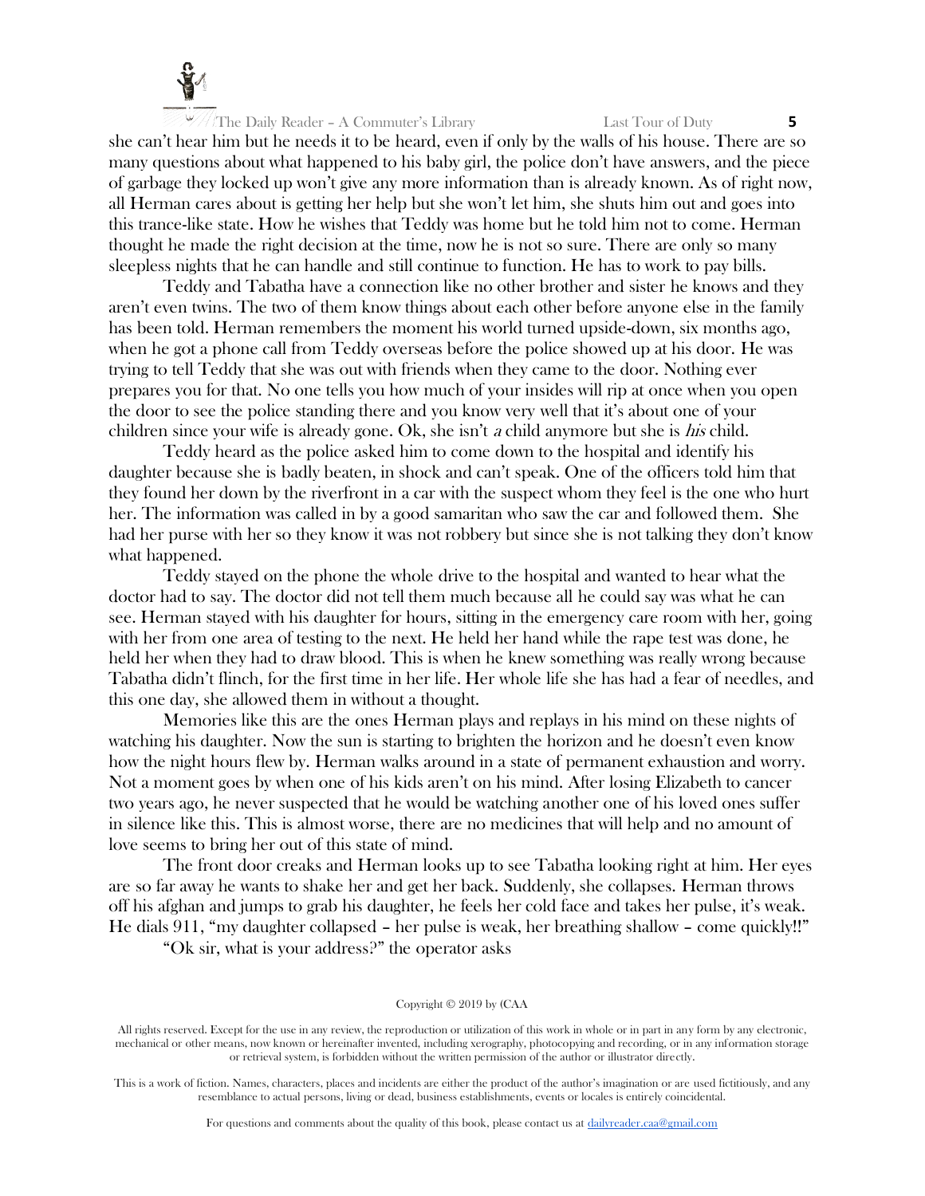she can't hear him but he needs it to be heard, even if only by the walls of his house. There are so many questions about what happened to his baby girl, the police don't have answers, and the piece of garbage they locked up won't give any more information than is already known. As of right now, all Herman cares about is getting her help but she won't let him, she shuts him out and goes into this trance-like state. How he wishes that Teddy was home but he told him not to come. Herman thought he made the right decision at the time, now he is not so sure. There are only so many sleepless nights that he can handle and still continue to function. He has to work to pay bills.

Teddy and Tabatha have a connection like no other brother and sister he knows and they aren't even twins. The two of them know things about each other before anyone else in the family has been told. Herman remembers the moment his world turned upside-down, six months ago, when he got a phone call from Teddy overseas before the police showed up at his door. He was trying to tell Teddy that she was out with friends when they came to the door. Nothing ever prepares you for that. No one tells you how much of your insides will rip at once when you open the door to see the police standing there and you know very well that it's about one of your children since your wife is already gone. Ok, she isn't *a* child anymore but she is *his* child.

Teddy heard as the police asked him to come down to the hospital and identify his daughter because she is badly beaten, in shock and can't speak. One of the officers told him that they found her down by the riverfront in a car with the suspect whom they feel is the one who hurt her. The information was called in by a good samaritan who saw the car and followed them. She had her purse with her so they know it was not robbery but since she is not talking they don't know what happened.

Teddy stayed on the phone the whole drive to the hospital and wanted to hear what the doctor had to say. The doctor did not tell them much because all he could say was what he can see. Herman stayed with his daughter for hours, sitting in the emergency care room with her, going with her from one area of testing to the next. He held her hand while the rape test was done, he held her when they had to draw blood. This is when he knew something was really wrong because Tabatha didn't flinch, for the first time in her life. Her whole life she has had a fear of needles, and this one day, she allowed them in without a thought.

Memories like this are the ones Herman plays and replays in his mind on these nights of watching his daughter. Now the sun is starting to brighten the horizon and he doesn't even know how the night hours flew by. Herman walks around in a state of permanent exhaustion and worry. Not a moment goes by when one of his kids aren't on his mind. After losing Elizabeth to cancer two years ago, he never suspected that he would be watching another one of his loved ones suffer in silence like this. This is almost worse, there are no medicines that will help and no amount of love seems to bring her out of this state of mind.

The front door creaks and Herman looks up to see Tabatha looking right at him. Her eyes are so far away he wants to shake her and get her back. Suddenly, she collapses. Herman throws off his afghan and jumps to grab his daughter, he feels her cold face and takes her pulse, it's weak. He dials 911, "my daughter collapsed – her pulse is weak, her breathing shallow – come quickly!!"

"Ok sir, what is your address?" the operator asks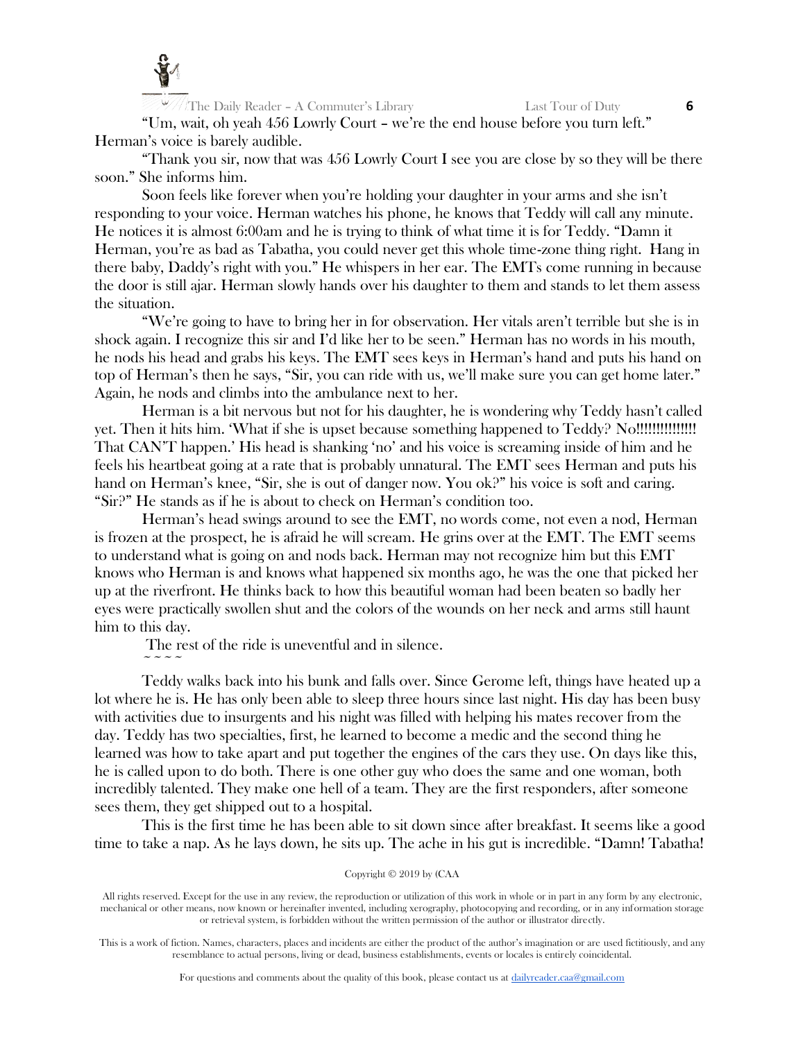"Um, wait, oh yeah 456 Lowrly Court – we're the end house before you turn left." Herman's voice is barely audible.

"Thank you sir, now that was 456 Lowrly Court I see you are close by so they will be there soon." She informs him.

Soon feels like forever when you're holding your daughter in your arms and she isn't responding to your voice. Herman watches his phone, he knows that Teddy will call any minute. He notices it is almost 6:00am and he is trying to think of what time it is for Teddy. "Damn it Herman, you're as bad as Tabatha, you could never get this whole time-zone thing right. Hang in there baby, Daddy's right with you." He whispers in her ear. The EMTs come running in because the door is still ajar. Herman slowly hands over his daughter to them and stands to let them assess the situation.

"We're going to have to bring her in for observation. Her vitals aren't terrible but she is in shock again. I recognize this sir and I'd like her to be seen." Herman has no words in his mouth, he nods his head and grabs his keys. The EMT sees keys in Herman's hand and puts his hand on top of Herman's then he says, "Sir, you can ride with us, we'll make sure you can get home later." Again, he nods and climbs into the ambulance next to her.

Herman is a bit nervous but not for his daughter, he is wondering why Teddy hasn't called yet. Then it hits him. 'What if she is upset because something happened to Teddy? No!!!!!!!!!!!!!! That CAN'T happen.' His head is shanking 'no' and his voice is screaming inside of him and he feels his heartbeat going at a rate that is probably unnatural. The EMT sees Herman and puts his hand on Herman's knee, "Sir, she is out of danger now. You ok?" his voice is soft and caring. "Sir?" He stands as if he is about to check on Herman's condition too.

Herman's head swings around to see the EMT, no words come, not even a nod, Herman is frozen at the prospect, he is afraid he will scream. He grins over at the EMT. The EMT seems to understand what is going on and nods back. Herman may not recognize him but this EMT knows who Herman is and knows what happened six months ago, he was the one that picked her up at the riverfront. He thinks back to how this beautiful woman had been beaten so badly her eyes were practically swollen shut and the colors of the wounds on her neck and arms still haunt him to this day.

The rest of the ride is uneventful and in silence.

~ ~ ~ ~

Teddy walks back into his bunk and falls over. Since Gerome left, things have heated up a lot where he is. He has only been able to sleep three hours since last night. His day has been busy with activities due to insurgents and his night was filled with helping his mates recover from the day. Teddy has two specialties, first, he learned to become a medic and the second thing he learned was how to take apart and put together the engines of the cars they use. On days like this, he is called upon to do both. There is one other guy who does the same and one woman, both incredibly talented. They make one hell of a team. They are the first responders, after someone sees them, they get shipped out to a hospital.

This is the first time he has been able to sit down since after breakfast. It seems like a good time to take a nap. As he lays down, he sits up. The ache in his gut is incredible. "Damn! Tabatha!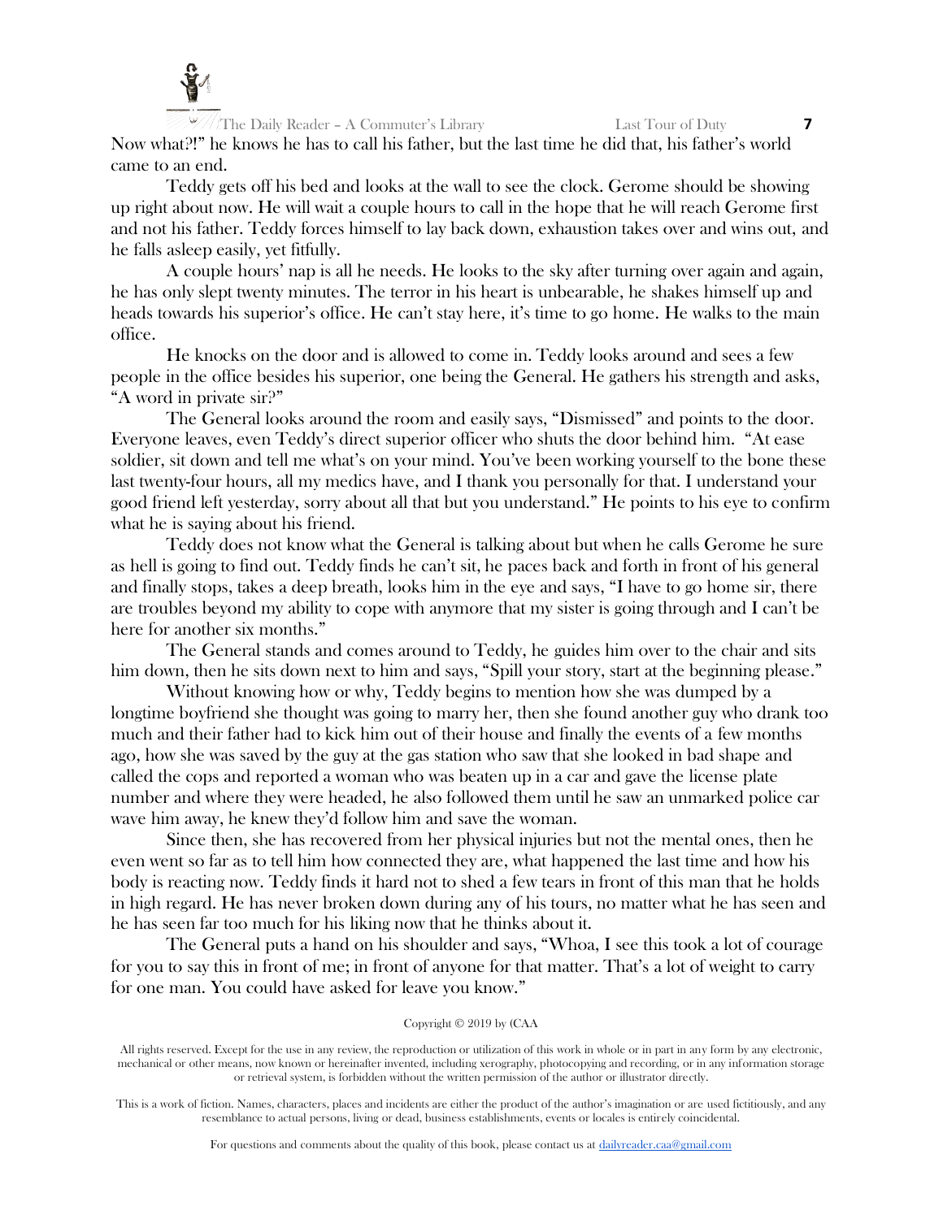Now what?!" he knows he has to call his father, but the last time he did that, his father's world came to an end.

Teddy gets off his bed and looks at the wall to see the clock. Gerome should be showing up right about now. He will wait a couple hours to call in the hope that he will reach Gerome first and not his father. Teddy forces himself to lay back down, exhaustion takes over and wins out, and he falls asleep easily, yet fitfully.

A couple hours' nap is all he needs. He looks to the sky after turning over again and again, he has only slept twenty minutes. The terror in his heart is unbearable, he shakes himself up and heads towards his superior's office. He can't stay here, it's time to go home. He walks to the main office.

He knocks on the door and is allowed to come in. Teddy looks around and sees a few people in the office besides his superior, one being the General. He gathers his strength and asks, "A word in private sir?"

The General looks around the room and easily says, "Dismissed" and points to the door. Everyone leaves, even Teddy's direct superior officer who shuts the door behind him. "At ease soldier, sit down and tell me what's on your mind. You've been working yourself to the bone these last twenty-four hours, all my medics have, and I thank you personally for that. I understand your good friend left yesterday, sorry about all that but you understand." He points to his eye to confirm what he is saying about his friend.

Teddy does not know what the General is talking about but when he calls Gerome he sure as hell is going to find out. Teddy finds he can't sit, he paces back and forth in front of his general and finally stops, takes a deep breath, looks him in the eye and says, "I have to go home sir, there are troubles beyond my ability to cope with anymore that my sister is going through and I can't be here for another six months."

The General stands and comes around to Teddy, he guides him over to the chair and sits him down, then he sits down next to him and says, "Spill your story, start at the beginning please."

Without knowing how or why, Teddy begins to mention how she was dumped by a longtime boyfriend she thought was going to marry her, then she found another guy who drank too much and their father had to kick him out of their house and finally the events of a few months ago, how she was saved by the guy at the gas station who saw that she looked in bad shape and called the cops and reported a woman who was beaten up in a car and gave the license plate number and where they were headed, he also followed them until he saw an unmarked police car wave him away, he knew they'd follow him and save the woman.

Since then, she has recovered from her physical injuries but not the mental ones, then he even went so far as to tell him how connected they are, what happened the last time and how his body is reacting now. Teddy finds it hard not to shed a few tears in front of this man that he holds in high regard. He has never broken down during any of his tours, no matter what he has seen and he has seen far too much for his liking now that he thinks about it.

The General puts a hand on his shoulder and says, "Whoa, I see this took a lot of courage for you to say this in front of me; in front of anyone for that matter. That's a lot of weight to carry for one man. You could have asked for leave you know."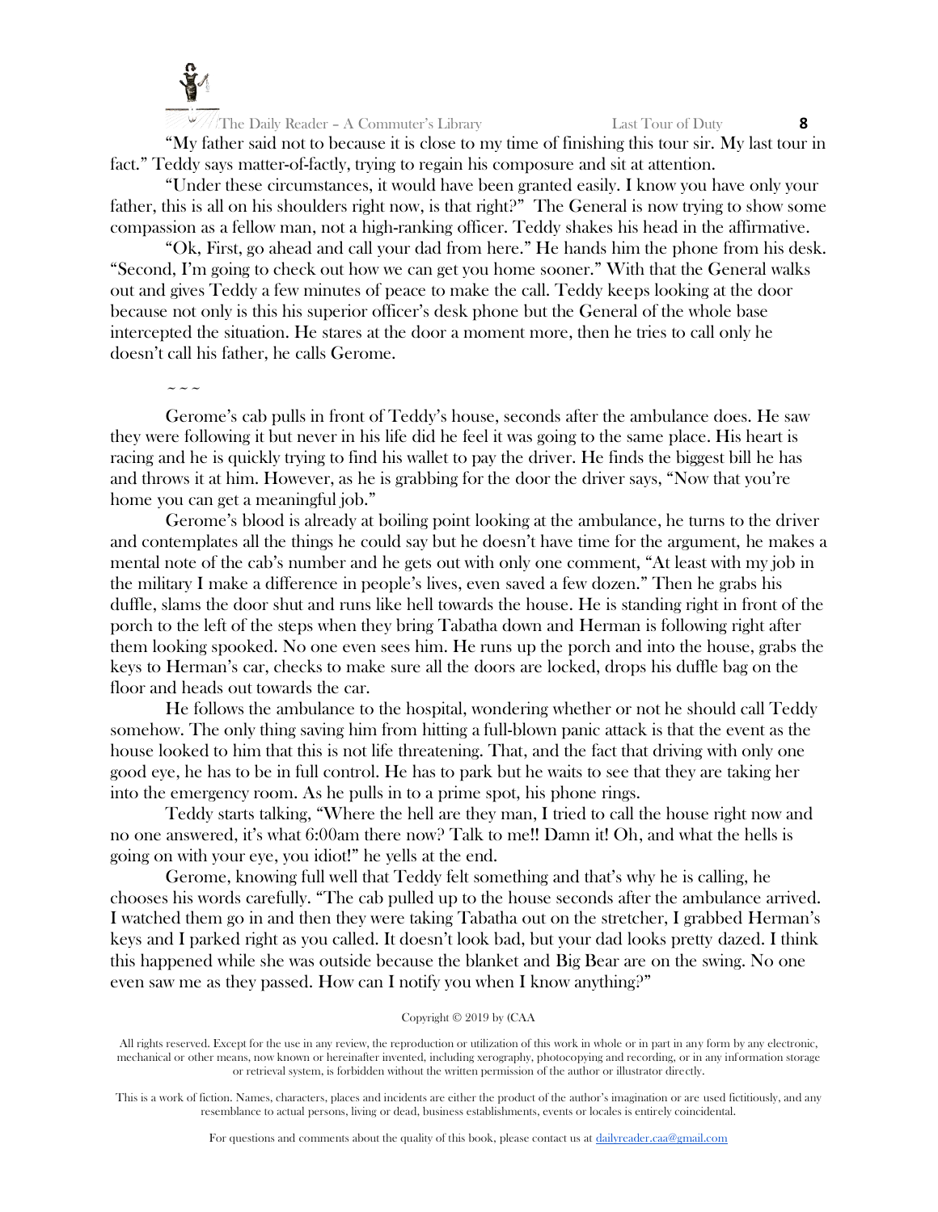"My father said not to because it is close to my time of finishing this tour sir. My last tour in fact." Teddy says matter-of-factly, trying to regain his composure and sit at attention.

"Under these circumstances, it would have been granted easily. I know you have only your father, this is all on his shoulders right now, is that right?" The General is now trying to show some compassion as a fellow man, not a high-ranking officer. Teddy shakes his head in the affirmative.

"Ok, First, go ahead and call your dad from here." He hands him the phone from his desk. "Second, I'm going to check out how we can get you home sooner." With that the General walks out and gives Teddy a few minutes of peace to make the call. Teddy keeps looking at the door because not only is this his superior officer's desk phone but the General of the whole base intercepted the situation. He stares at the door a moment more, then he tries to call only he doesn't call his father, he calls Gerome.

~ ~ ~

Gerome's cab pulls in front of Teddy's house, seconds after the ambulance does. He saw they were following it but never in his life did he feel it was going to the same place. His heart is racing and he is quickly trying to find his wallet to pay the driver. He finds the biggest bill he has and throws it at him. However, as he is grabbing for the door the driver says, "Now that you're home you can get a meaningful job."

Gerome's blood is already at boiling point looking at the ambulance, he turns to the driver and contemplates all the things he could say but he doesn't have time for the argument, he makes a mental note of the cab's number and he gets out with only one comment, "At least with my job in the military I make a difference in people's lives, even saved a few dozen." Then he grabs his duffle, slams the door shut and runs like hell towards the house. He is standing right in front of the porch to the left of the steps when they bring Tabatha down and Herman is following right after them looking spooked. No one even sees him. He runs up the porch and into the house, grabs the keys to Herman's car, checks to make sure all the doors are locked, drops his duffle bag on the floor and heads out towards the car.

He follows the ambulance to the hospital, wondering whether or not he should call Teddy somehow. The only thing saving him from hitting a full-blown panic attack is that the event as the house looked to him that this is not life threatening. That, and the fact that driving with only one good eye, he has to be in full control. He has to park but he waits to see that they are taking her into the emergency room. As he pulls in to a prime spot, his phone rings.

Teddy starts talking, "Where the hell are they man, I tried to call the house right now and no one answered, it's what 6:00am there now? Talk to me!! Damn it! Oh, and what the hells is going on with your eye, you idiot!" he yells at the end.

Gerome, knowing full well that Teddy felt something and that's why he is calling, he chooses his words carefully. "The cab pulled up to the house seconds after the ambulance arrived. I watched them go in and then they were taking Tabatha out on the stretcher, I grabbed Herman's keys and I parked right as you called. It doesn't look bad, but your dad looks pretty dazed. I think this happened while she was outside because the blanket and Big Bear are on the swing. No one even saw me as they passed. How can I notify you when I know anything?"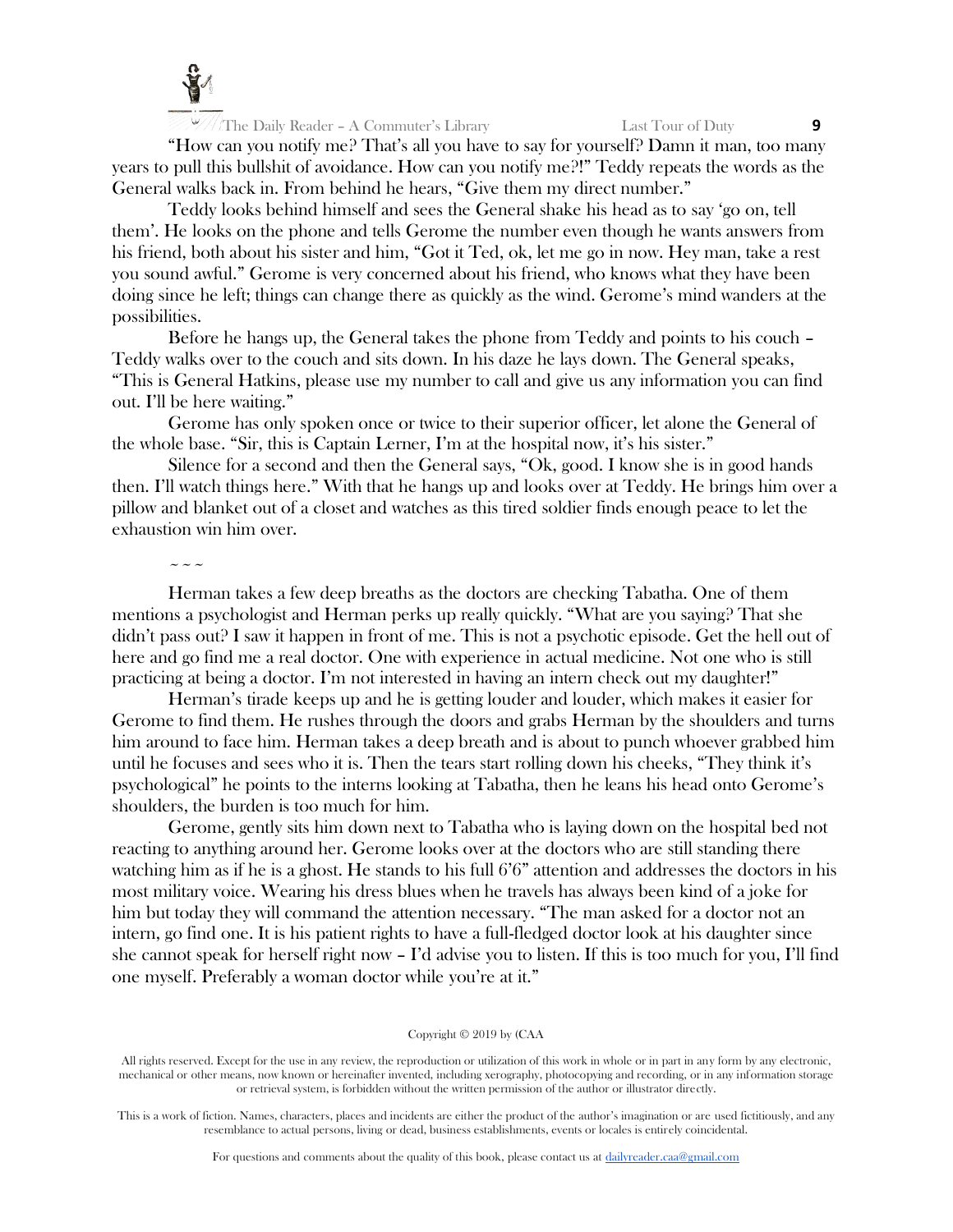"How can you notify me? That's all you have to say for yourself? Damn it man, too many years to pull this bullshit of avoidance. How can you notify me?!" Teddy repeats the words as the General walks back in. From behind he hears, "Give them my direct number."

Teddy looks behind himself and sees the General shake his head as to say 'go on, tell them'. He looks on the phone and tells Gerome the number even though he wants answers from his friend, both about his sister and him, "Got it Ted, ok, let me go in now. Hey man, take a rest you sound awful." Gerome is very concerned about his friend, who knows what they have been doing since he left; things can change there as quickly as the wind. Gerome's mind wanders at the possibilities.

Before he hangs up, the General takes the phone from Teddy and points to his couch – Teddy walks over to the couch and sits down. In his daze he lays down. The General speaks, "This is General Hatkins, please use my number to call and give us any information you can find out. I'll be here waiting."

Gerome has only spoken once or twice to their superior officer, let alone the General of the whole base. "Sir, this is Captain Lerner, I'm at the hospital now, it's his sister."

Silence for a second and then the General says, "Ok, good. I know she is in good hands then. I'll watch things here." With that he hangs up and looks over at Teddy. He brings him over a pillow and blanket out of a closet and watches as this tired soldier finds enough peace to let the exhaustion win him over.

~ ~ ~

Herman takes a few deep breaths as the doctors are checking Tabatha. One of them mentions a psychologist and Herman perks up really quickly. "What are you saying? That she didn't pass out? I saw it happen in front of me. This is not a psychotic episode. Get the hell out of here and go find me a real doctor. One with experience in actual medicine. Not one who is still practicing at being a doctor. I'm not interested in having an intern check out my daughter!"

Herman's tirade keeps up and he is getting louder and louder, which makes it easier for Gerome to find them. He rushes through the doors and grabs Herman by the shoulders and turns him around to face him. Herman takes a deep breath and is about to punch whoever grabbed him until he focuses and sees who it is. Then the tears start rolling down his cheeks, "They think it's psychological" he points to the interns looking at Tabatha, then he leans his head onto Gerome's shoulders, the burden is too much for him.

Gerome, gently sits him down next to Tabatha who is laying down on the hospital bed not reacting to anything around her. Gerome looks over at the doctors who are still standing there watching him as if he is a ghost. He stands to his full 6'6" attention and addresses the doctors in his most military voice. Wearing his dress blues when he travels has always been kind of a joke for him but today they will command the attention necessary. "The man asked for a doctor not an intern, go find one. It is his patient rights to have a full-fledged doctor look at his daughter since she cannot speak for herself right now – I'd advise you to listen. If this is too much for you, I'll find one myself. Preferably a woman doctor while you're at it."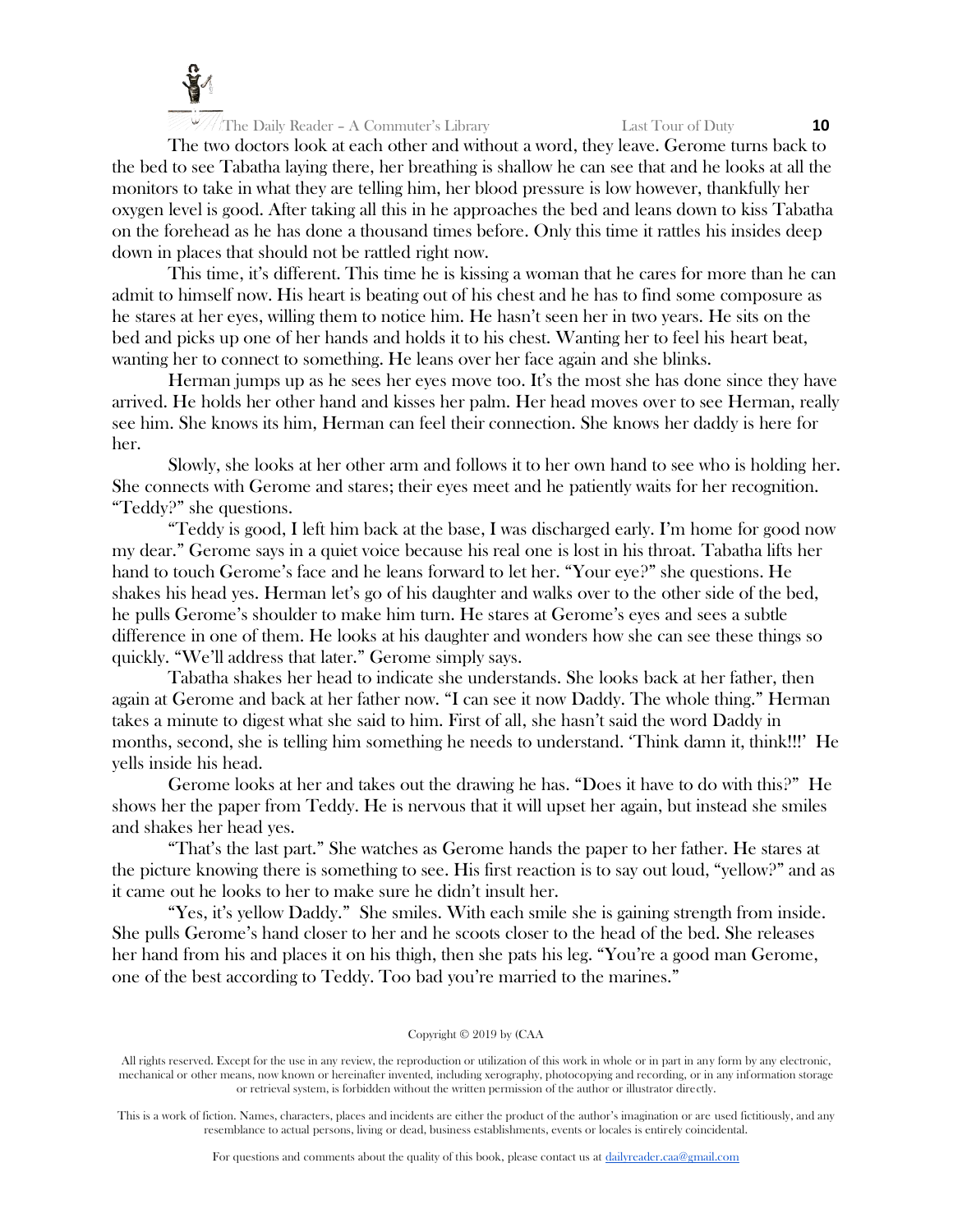The two doctors look at each other and without a word, they leave. Gerome turns back to the bed to see Tabatha laying there, her breathing is shallow he can see that and he looks at all the monitors to take in what they are telling him, her blood pressure is low however, thankfully her oxygen level is good. After taking all this in he approaches the bed and leans down to kiss Tabatha on the forehead as he has done a thousand times before. Only this time it rattles his insides deep down in places that should not be rattled right now.

This time, it's different. This time he is kissing a woman that he cares for more than he can admit to himself now. His heart is beating out of his chest and he has to find some composure as he stares at her eyes, willing them to notice him. He hasn't seen her in two years. He sits on the bed and picks up one of her hands and holds it to his chest. Wanting her to feel his heart beat, wanting her to connect to something. He leans over her face again and she blinks.

Herman jumps up as he sees her eyes move too. It's the most she has done since they have arrived. He holds her other hand and kisses her palm. Her head moves over to see Herman, really see him. She knows its him, Herman can feel their connection. She knows her daddy is here for her.

Slowly, she looks at her other arm and follows it to her own hand to see who is holding her. She connects with Gerome and stares; their eyes meet and he patiently waits for her recognition. "Teddy?" she questions.

"Teddy is good, I left him back at the base, I was discharged early. I'm home for good now my dear." Gerome says in a quiet voice because his real one is lost in his throat. Tabatha lifts her hand to touch Gerome's face and he leans forward to let her. "Your eye?" she questions. He shakes his head yes. Herman let's go of his daughter and walks over to the other side of the bed, he pulls Gerome's shoulder to make him turn. He stares at Gerome's eyes and sees a subtle difference in one of them. He looks at his daughter and wonders how she can see these things so quickly. "We'll address that later." Gerome simply says.

Tabatha shakes her head to indicate she understands. She looks back at her father, then again at Gerome and back at her father now. "I can see it now Daddy. The whole thing." Herman takes a minute to digest what she said to him. First of all, she hasn't said the word Daddy in months, second, she is telling him something he needs to understand. 'Think damn it, think!!!' He yells inside his head.

Gerome looks at her and takes out the drawing he has. "Does it have to do with this?" He shows her the paper from Teddy. He is nervous that it will upset her again, but instead she smiles and shakes her head yes.

"That's the last part." She watches as Gerome hands the paper to her father. He stares at the picture knowing there is something to see. His first reaction is to say out loud, "yellow?" and as it came out he looks to her to make sure he didn't insult her.

"Yes, it's yellow Daddy." She smiles. With each smile she is gaining strength from inside. She pulls Gerome's hand closer to her and he scoots closer to the head of the bed. She releases her hand from his and places it on his thigh, then she pats his leg. "You're a good man Gerome, one of the best according to Teddy. Too bad you're married to the marines."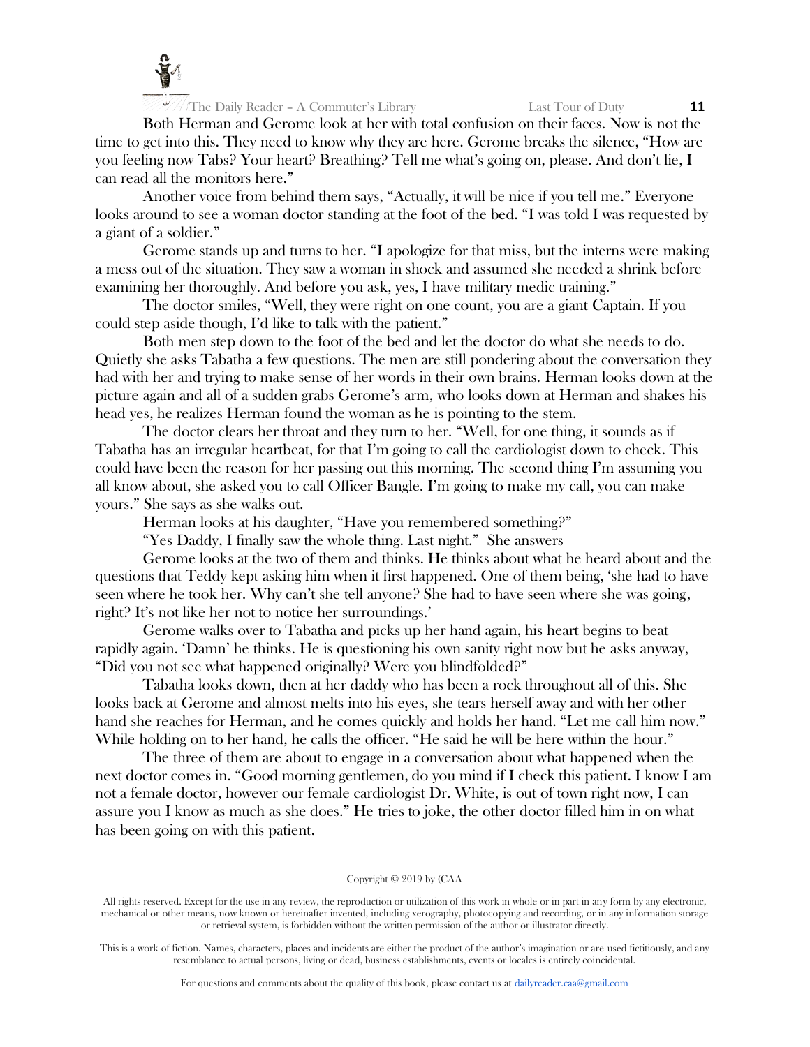Both Herman and Gerome look at her with total confusion on their faces. Now is not the time to get into this. They need to know why they are here. Gerome breaks the silence, "How are you feeling now Tabs? Your heart? Breathing? Tell me what's going on, please. And don't lie, I can read all the monitors here."

Another voice from behind them says, "Actually, it will be nice if you tell me." Everyone looks around to see a woman doctor standing at the foot of the bed. "I was told I was requested by a giant of a soldier."

Gerome stands up and turns to her. "I apologize for that miss, but the interns were making a mess out of the situation. They saw a woman in shock and assumed she needed a shrink before examining her thoroughly. And before you ask, yes, I have military medic training."

The doctor smiles, "Well, they were right on one count, you are a giant Captain. If you could step aside though, I'd like to talk with the patient."

Both men step down to the foot of the bed and let the doctor do what she needs to do. Quietly she asks Tabatha a few questions. The men are still pondering about the conversation they had with her and trying to make sense of her words in their own brains. Herman looks down at the picture again and all of a sudden grabs Gerome's arm, who looks down at Herman and shakes his head yes, he realizes Herman found the woman as he is pointing to the stem.

The doctor clears her throat and they turn to her. "Well, for one thing, it sounds as if Tabatha has an irregular heartbeat, for that I'm going to call the cardiologist down to check. This could have been the reason for her passing out this morning. The second thing I'm assuming you all know about, she asked you to call Officer Bangle. I'm going to make my call, you can make yours." She says as she walks out.

Herman looks at his daughter, "Have you remembered something?"

"Yes Daddy, I finally saw the whole thing. Last night." She answers

Gerome looks at the two of them and thinks. He thinks about what he heard about and the questions that Teddy kept asking him when it first happened. One of them being, 'she had to have seen where he took her. Why can't she tell anyone? She had to have seen where she was going, right? It's not like her not to notice her surroundings.'

Gerome walks over to Tabatha and picks up her hand again, his heart begins to beat rapidly again. 'Damn' he thinks. He is questioning his own sanity right now but he asks anyway, "Did you not see what happened originally? Were you blindfolded?"

Tabatha looks down, then at her daddy who has been a rock throughout all of this. She looks back at Gerome and almost melts into his eyes, she tears herself away and with her other hand she reaches for Herman, and he comes quickly and holds her hand. "Let me call him now." While holding on to her hand, he calls the officer. "He said he will be here within the hour."

The three of them are about to engage in a conversation about what happened when the next doctor comes in. "Good morning gentlemen, do you mind if I check this patient. I know I am not a female doctor, however our female cardiologist Dr. White, is out of town right now, I can assure you I know as much as she does." He tries to joke, the other doctor filled him in on what has been going on with this patient.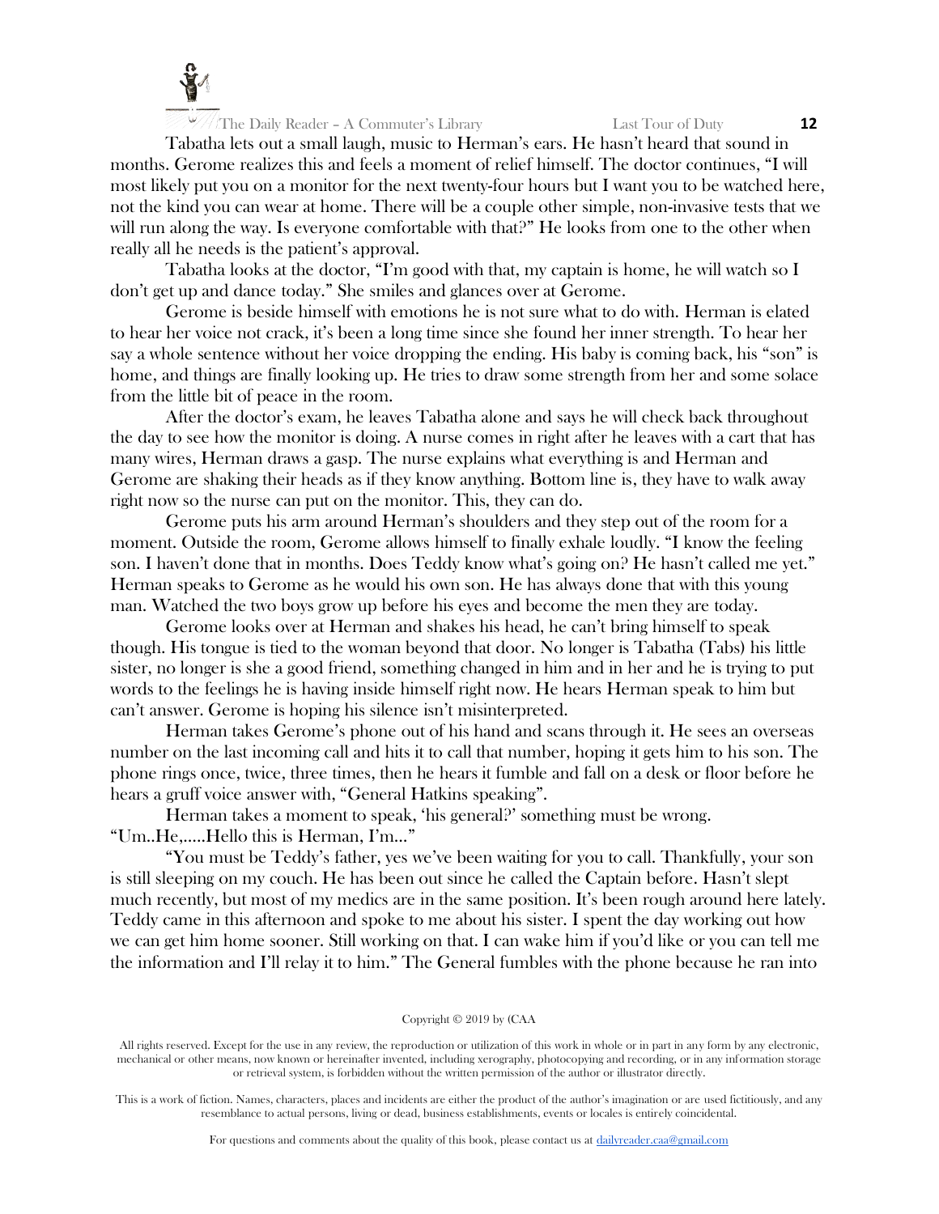Tabatha lets out a small laugh, music to Herman's ears. He hasn't heard that sound in months. Gerome realizes this and feels a moment of relief himself. The doctor continues, "I will most likely put you on a monitor for the next twenty-four hours but I want you to be watched here, not the kind you can wear at home. There will be a couple other simple, non-invasive tests that we will run along the way. Is everyone comfortable with that?" He looks from one to the other when really all he needs is the patient's approval.

Tabatha looks at the doctor, "I'm good with that, my captain is home, he will watch so I don't get up and dance today." She smiles and glances over at Gerome.

Gerome is beside himself with emotions he is not sure what to do with. Herman is elated to hear her voice not crack, it's been a long time since she found her inner strength. To hear her say a whole sentence without her voice dropping the ending. His baby is coming back, his "son" is home, and things are finally looking up. He tries to draw some strength from her and some solace from the little bit of peace in the room.

After the doctor's exam, he leaves Tabatha alone and says he will check back throughout the day to see how the monitor is doing. A nurse comes in right after he leaves with a cart that has many wires, Herman draws a gasp. The nurse explains what everything is and Herman and Gerome are shaking their heads as if they know anything. Bottom line is, they have to walk away right now so the nurse can put on the monitor. This, they can do.

Gerome puts his arm around Herman's shoulders and they step out of the room for a moment. Outside the room, Gerome allows himself to finally exhale loudly. "I know the feeling son. I haven't done that in months. Does Teddy know what's going on? He hasn't called me yet." Herman speaks to Gerome as he would his own son. He has always done that with this young man. Watched the two boys grow up before his eyes and become the men they are today.

Gerome looks over at Herman and shakes his head, he can't bring himself to speak though. His tongue is tied to the woman beyond that door. No longer is Tabatha (Tabs) his little sister, no longer is she a good friend, something changed in him and in her and he is trying to put words to the feelings he is having inside himself right now. He hears Herman speak to him but can't answer. Gerome is hoping his silence isn't misinterpreted.

Herman takes Gerome's phone out of his hand and scans through it. He sees an overseas number on the last incoming call and hits it to call that number, hoping it gets him to his son. The phone rings once, twice, three times, then he hears it fumble and fall on a desk or floor before he hears a gruff voice answer with, "General Hatkins speaking".

Herman takes a moment to speak, 'his general?' something must be wrong. "Um..He,.....Hello this is Herman, I'm..."

"You must be Teddy's father, yes we've been waiting for you to call. Thankfully, your son is still sleeping on my couch. He has been out since he called the Captain before. Hasn't slept much recently, but most of my medics are in the same position. It's been rough around here lately. Teddy came in this afternoon and spoke to me about his sister. I spent the day working out how we can get him home sooner. Still working on that. I can wake him if you'd like or you can tell me the information and I'll relay it to him." The General fumbles with the phone because he ran into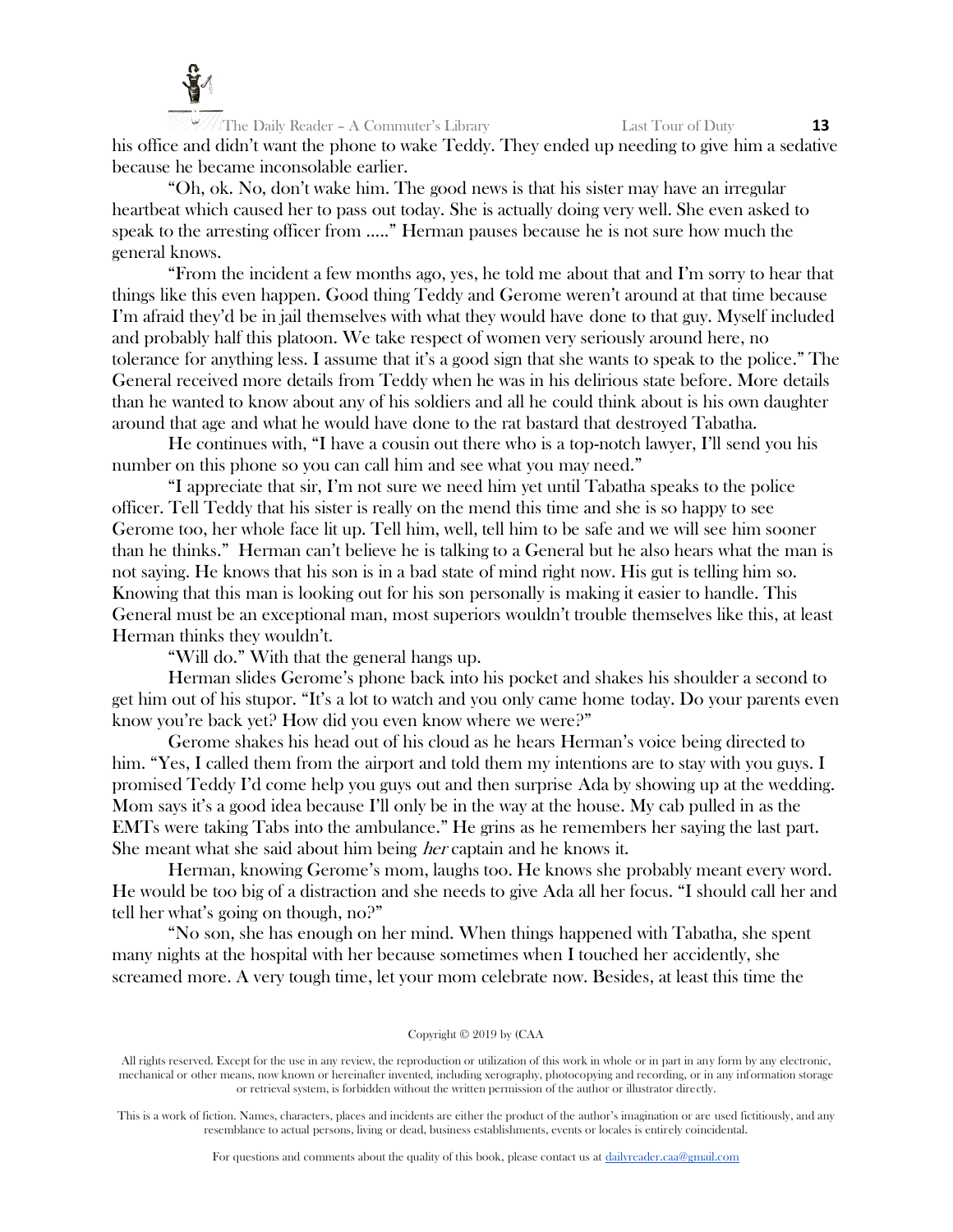his office and didn't want the phone to wake Teddy. They ended up needing to give him a sedative because he became inconsolable earlier.

"Oh, ok. No, don't wake him. The good news is that his sister may have an irregular heartbeat which caused her to pass out today. She is actually doing very well. She even asked to speak to the arresting officer from ....." Herman pauses because he is not sure how much the general knows.

"From the incident a few months ago, yes, he told me about that and I'm sorry to hear that things like this even happen. Good thing Teddy and Gerome weren't around at that time because I'm afraid they'd be in jail themselves with what they would have done to that guy. Myself included and probably half this platoon. We take respect of women very seriously around here, no tolerance for anything less. I assume that it's a good sign that she wants to speak to the police." The General received more details from Teddy when he was in his delirious state before. More details than he wanted to know about any of his soldiers and all he could think about is his own daughter around that age and what he would have done to the rat bastard that destroyed Tabatha.

He continues with, "I have a cousin out there who is a top-notch lawyer, I'll send you his number on this phone so you can call him and see what you may need."

"I appreciate that sir, I'm not sure we need him yet until Tabatha speaks to the police officer. Tell Teddy that his sister is really on the mend this time and she is so happy to see Gerome too, her whole face lit up. Tell him, well, tell him to be safe and we will see him sooner than he thinks." Herman can't believe he is talking to a General but he also hears what the man is not saying. He knows that his son is in a bad state of mind right now. His gut is telling him so. Knowing that this man is looking out for his son personally is making it easier to handle. This General must be an exceptional man, most superiors wouldn't trouble themselves like this, at least Herman thinks they wouldn't.

"Will do." With that the general hangs up.

Herman slides Gerome's phone back into his pocket and shakes his shoulder a second to get him out of his stupor. "It's a lot to watch and you only came home today. Do your parents even know you're back yet? How did you even know where we were?"

Gerome shakes his head out of his cloud as he hears Herman's voice being directed to him. "Yes, I called them from the airport and told them my intentions are to stay with you guys. I promised Teddy I'd come help you guys out and then surprise Ada by showing up at the wedding. Mom says it's a good idea because I'll only be in the way at the house. My cab pulled in as the EMTs were taking Tabs into the ambulance." He grins as he remembers her saying the last part. She meant what she said about him being *her* captain and he knows it.

Herman, knowing Gerome's mom, laughs too. He knows she probably meant every word. He would be too big of a distraction and she needs to give Ada all her focus. "I should call her and tell her what's going on though, no?"

"No son, she has enough on her mind. When things happened with Tabatha, she spent many nights at the hospital with her because sometimes when I touched her accidently, she screamed more. A very tough time, let your mom celebrate now. Besides, at least this time the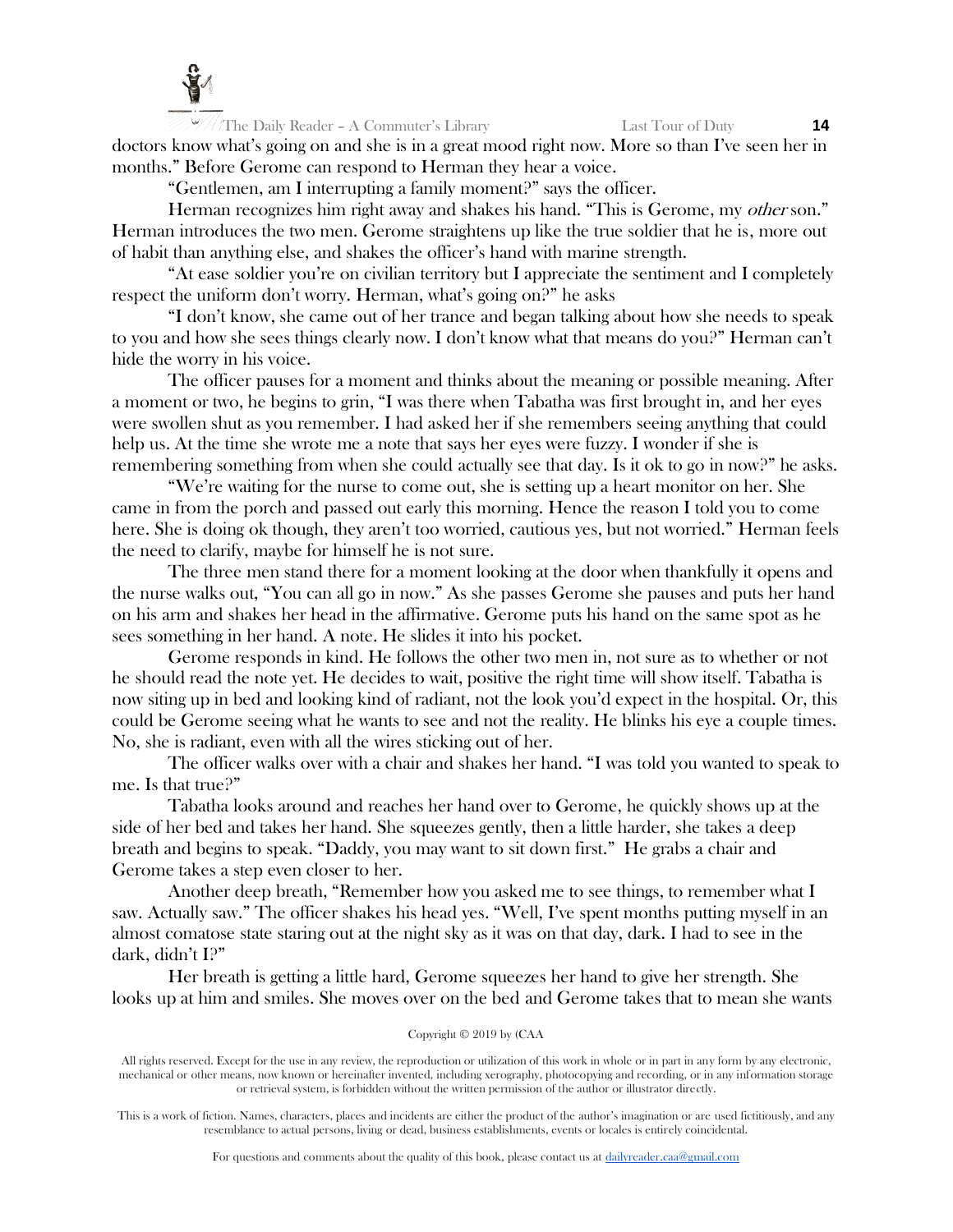doctors know what's going on and she is in a great mood right now. More so than I've seen her in months." Before Gerome can respond to Herman they hear a voice.

"Gentlemen, am I interrupting a family moment?" says the officer.

Herman recognizes him right away and shakes his hand. "This is Gerome, my *other* son." Herman introduces the two men. Gerome straightens up like the true soldier that he is, more out of habit than anything else, and shakes the officer's hand with marine strength.

"At ease soldier you're on civilian territory but I appreciate the sentiment and I completely respect the uniform don't worry. Herman, what's going on?" he asks

"I don't know, she came out of her trance and began talking about how she needs to speak to you and how she sees things clearly now. I don't know what that means do you?" Herman can't hide the worry in his voice.

The officer pauses for a moment and thinks about the meaning or possible meaning. After a moment or two, he begins to grin, "I was there when Tabatha was first brought in, and her eyes were swollen shut as you remember. I had asked her if she remembers seeing anything that could help us. At the time she wrote me a note that says her eyes were fuzzy. I wonder if she is remembering something from when she could actually see that day. Is it ok to go in now?" he asks.

"We're waiting for the nurse to come out, she is setting up a heart monitor on her. She came in from the porch and passed out early this morning. Hence the reason I told you to come here. She is doing ok though, they aren't too worried, cautious yes, but not worried." Herman feels the need to clarify, maybe for himself he is not sure.

The three men stand there for a moment looking at the door when thankfully it opens and the nurse walks out, "You can all go in now." As she passes Gerome she pauses and puts her hand on his arm and shakes her head in the affirmative. Gerome puts his hand on the same spot as he sees something in her hand. A note. He slides it into his pocket.

Gerome responds in kind. He follows the other two men in, not sure as to whether or not he should read the note yet. He decides to wait, positive the right time will show itself. Tabatha is now siting up in bed and looking kind of radiant, not the look you'd expect in the hospital. Or, this could be Gerome seeing what he wants to see and not the reality. He blinks his eye a couple times. No, she is radiant, even with all the wires sticking out of her.

The officer walks over with a chair and shakes her hand. "I was told you wanted to speak to me. Is that true?"

Tabatha looks around and reaches her hand over to Gerome, he quickly shows up at the side of her bed and takes her hand. She squeezes gently, then a little harder, she takes a deep breath and begins to speak. "Daddy, you may want to sit down first." He grabs a chair and Gerome takes a step even closer to her.

Another deep breath, "Remember how you asked me to see things, to remember what I saw. Actually saw." The officer shakes his head yes. "Well, I've spent months putting myself in an almost comatose state staring out at the night sky as it was on that day, dark. I had to see in the dark, didn't I?"

Her breath is getting a little hard, Gerome squeezes her hand to give her strength. She looks up at him and smiles. She moves over on the bed and Gerome takes that to mean she wants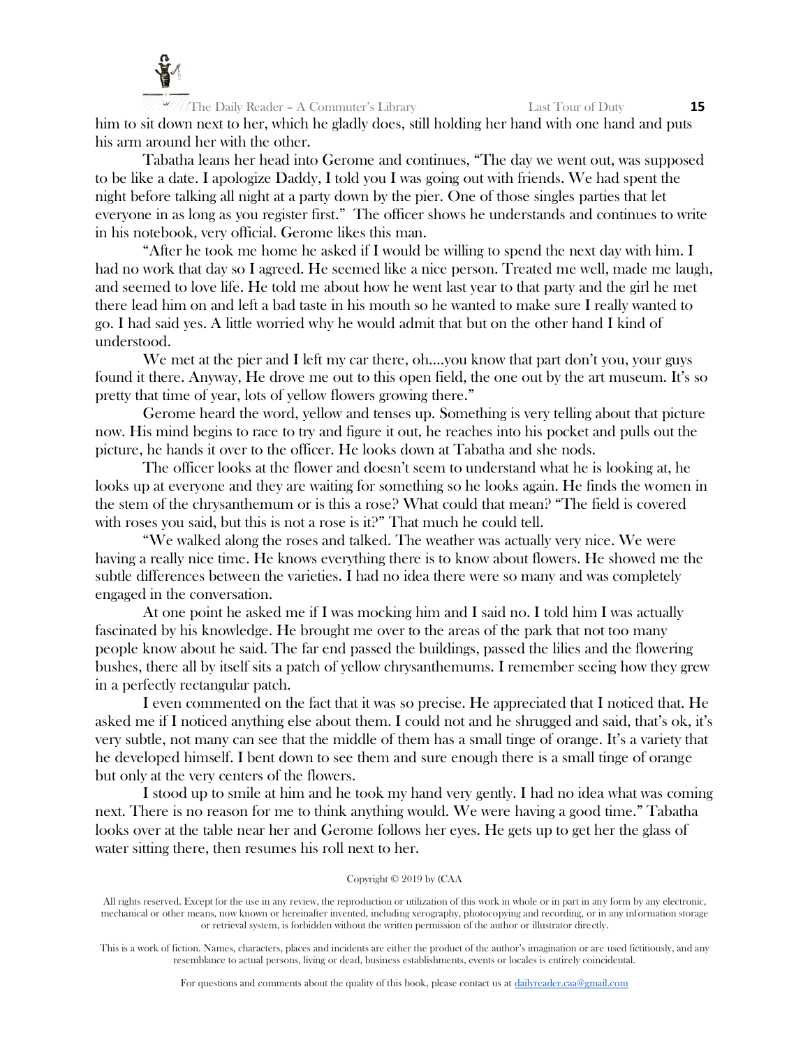him to sit down next to her, which he gladly does, still holding her hand with one hand and puts his arm around her with the other.

Tabatha leans her head into Gerome and continues, "The day we went out, was supposed to be like a date. I apologize Daddy, I told you I was going out with friends. We had spent the night before talking all night at a party down by the pier. One of those singles parties that let everyone in as long as you register first." The officer shows he understands and continues to write in his notebook, very official. Gerome likes this man.

"After he took me home he asked if I would be willing to spend the next day with him. I had no work that day so I agreed. He seemed like a nice person. Treated me well, made me laugh, and seemed to love life. He told me about how he went last year to that party and the girl he met there lead him on and left a bad taste in his mouth so he wanted to make sure I really wanted to go. I had said yes. A little worried why he would admit that but on the other hand I kind of understood.

We met at the pier and I left my car there, oh....you know that part don't you, your guys found it there. Anyway, He drove me out to this open field, the one out by the art museum. It's so pretty that time of year, lots of yellow flowers growing there."

Gerome heard the word, yellow and tenses up. Something is very telling about that picture now. His mind begins to race to try and figure it out, he reaches into his pocket and pulls out the picture, he hands it over to the officer. He looks down at Tabatha and she nods.

The officer looks at the flower and doesn't seem to understand what he is looking at, he looks up at everyone and they are waiting for something so he looks again. He finds the women in the stem of the chrysanthemum or is this a rose? What could that mean? "The field is covered with roses you said, but this is not a rose is it?" That much he could tell.

"We walked along the roses and talked. The weather was actually very nice. We were having a really nice time. He knows everything there is to know about flowers. He showed me the subtle differences between the varieties. I had no idea there were so many and was completely engaged in the conversation.

At one point he asked me if I was mocking him and I said no. I told him I was actually fascinated by his knowledge. He brought me over to the areas of the park that not too many people know about he said. The far end passed the buildings, passed the lilies and the flowering bushes, there all by itself sits a patch of yellow chrysanthemums. I remember seeing how they grew in a perfectly rectangular patch.

I even commented on the fact that it was so precise. He appreciated that I noticed that. He asked me if I noticed anything else about them. I could not and he shrugged and said, that's ok, it's very subtle, not many can see that the middle of them has a small tinge of orange. It's a variety that he developed himself. I bent down to see them and sure enough there is a small tinge of orange but only at the very centers of the flowers.

I stood up to smile at him and he took my hand very gently. I had no idea what was coming next. There is no reason for me to think anything would. We were having a good time." Tabatha looks over at the table near her and Gerome follows her eyes. He gets up to get her the glass of water sitting there, then resumes his roll next to her.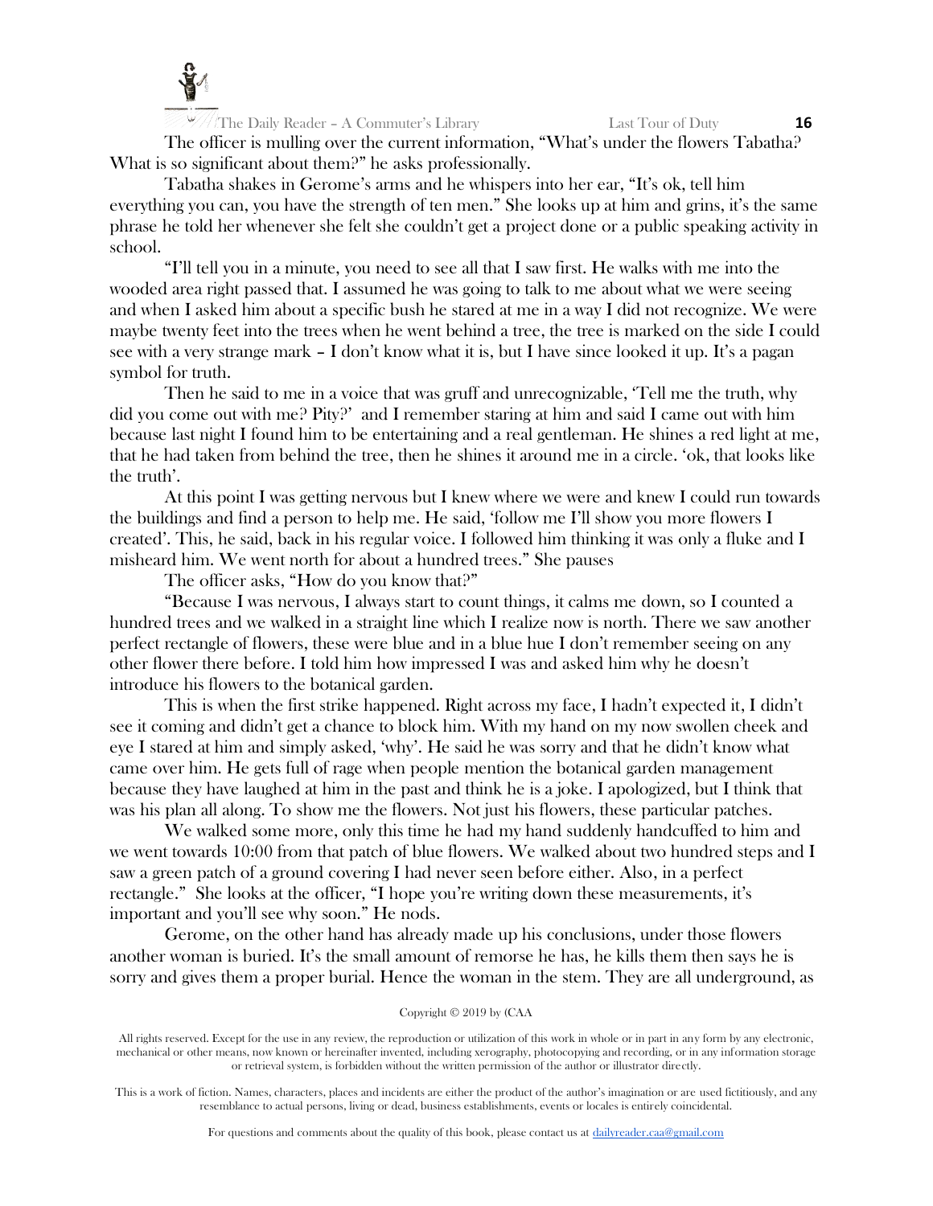The officer is mulling over the current information, "What's under the flowers Tabatha? What is so significant about them?" he asks professionally.

Tabatha shakes in Gerome's arms and he whispers into her ear, "It's ok, tell him everything you can, you have the strength of ten men." She looks up at him and grins, it's the same phrase he told her whenever she felt she couldn't get a project done or a public speaking activity in school.

"I'll tell you in a minute, you need to see all that I saw first. He walks with me into the wooded area right passed that. I assumed he was going to talk to me about what we were seeing and when I asked him about a specific bush he stared at me in a way I did not recognize. We were maybe twenty feet into the trees when he went behind a tree, the tree is marked on the side I could see with a very strange mark – I don't know what it is, but I have since looked it up. It's a pagan symbol for truth.

Then he said to me in a voice that was gruff and unrecognizable, 'Tell me the truth, why did you come out with me? Pity?' and I remember staring at him and said I came out with him because last night I found him to be entertaining and a real gentleman. He shines a red light at me, that he had taken from behind the tree, then he shines it around me in a circle. 'ok, that looks like the truth'.

At this point I was getting nervous but I knew where we were and knew I could run towards the buildings and find a person to help me. He said, 'follow me I'll show you more flowers I created'. This, he said, back in his regular voice. I followed him thinking it was only a fluke and I misheard him. We went north for about a hundred trees." She pauses

The officer asks, "How do you know that?"

"Because I was nervous, I always start to count things, it calms me down, so I counted a hundred trees and we walked in a straight line which I realize now is north. There we saw another perfect rectangle of flowers, these were blue and in a blue hue I don't remember seeing on any other flower there before. I told him how impressed I was and asked him why he doesn't introduce his flowers to the botanical garden.

This is when the first strike happened. Right across my face, I hadn't expected it, I didn't see it coming and didn't get a chance to block him. With my hand on my now swollen cheek and eye I stared at him and simply asked, 'why'. He said he was sorry and that he didn't know what came over him. He gets full of rage when people mention the botanical garden management because they have laughed at him in the past and think he is a joke. I apologized, but I think that was his plan all along. To show me the flowers. Not just his flowers, these particular patches.

We walked some more, only this time he had my hand suddenly handcuffed to him and we went towards 10:00 from that patch of blue flowers. We walked about two hundred steps and I saw a green patch of a ground covering I had never seen before either. Also, in a perfect rectangle." She looks at the officer, "I hope you're writing down these measurements, it's important and you'll see why soon." He nods.

Gerome, on the other hand has already made up his conclusions, under those flowers another woman is buried. It's the small amount of remorse he has, he kills them then says he is sorry and gives them a proper burial. Hence the woman in the stem. They are all underground, as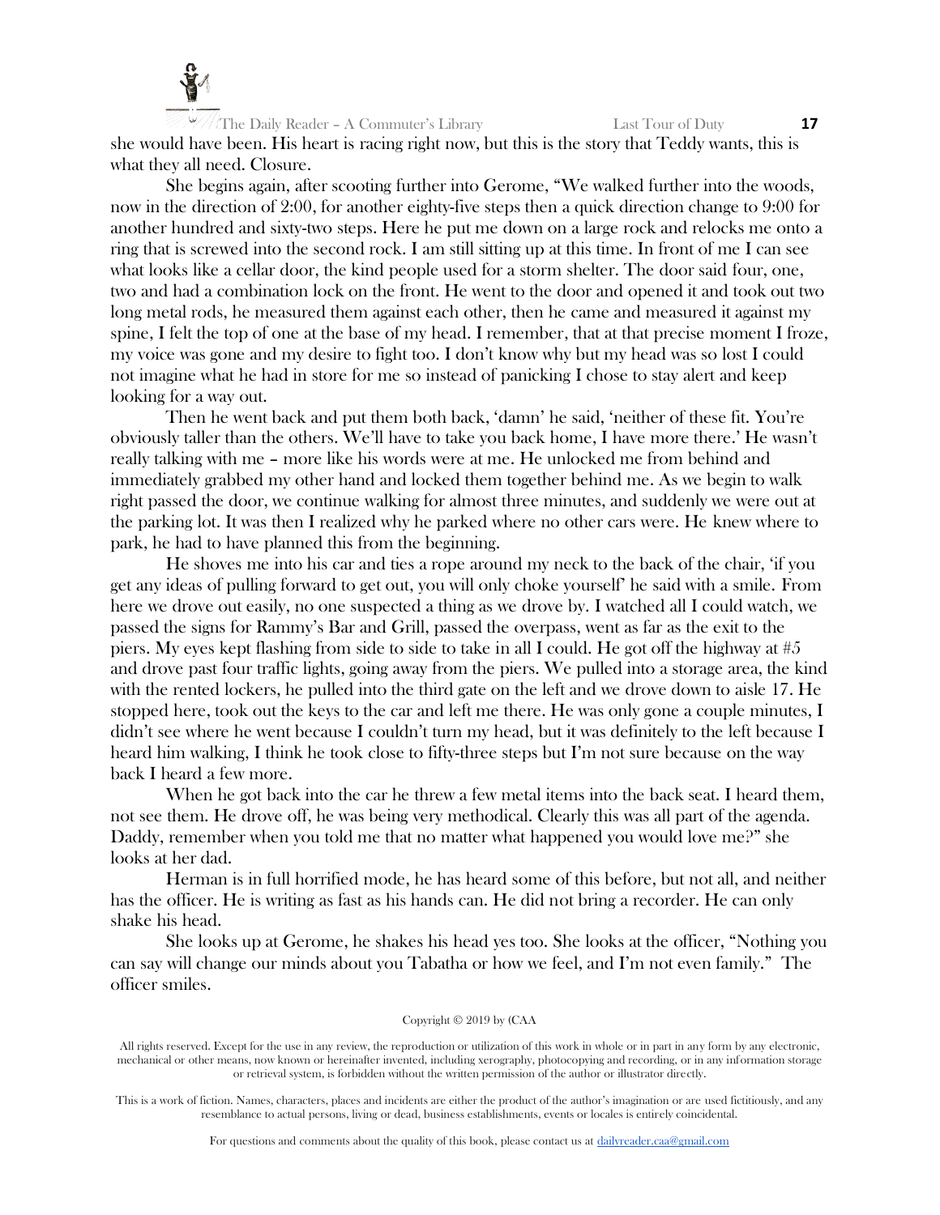she would have been. His heart is racing right now, but this is the story that Teddy wants, this is what they all need. Closure.

She begins again, after scooting further into Gerome, "We walked further into the woods, now in the direction of 2:00, for another eighty-five steps then a quick direction change to 9:00 for another hundred and sixty-two steps. Here he put me down on a large rock and relocks me onto a ring that is screwed into the second rock. I am still sitting up at this time. In front of me I can see what looks like a cellar door, the kind people used for a storm shelter. The door said four, one, two and had a combination lock on the front. He went to the door and opened it and took out two long metal rods, he measured them against each other, then he came and measured it against my spine, I felt the top of one at the base of my head. I remember, that at that precise moment I froze, my voice was gone and my desire to fight too. I don't know why but my head was so lost I could not imagine what he had in store for me so instead of panicking I chose to stay alert and keep looking for a way out.

Then he went back and put them both back, 'damn' he said, 'neither of these fit. You're obviously taller than the others. We'll have to take you back home, I have more there.' He wasn't really talking with me – more like his words were at me. He unlocked me from behind and immediately grabbed my other hand and locked them together behind me. As we begin to walk right passed the door, we continue walking for almost three minutes, and suddenly we were out at the parking lot. It was then I realized why he parked where no other cars were. He knew where to park, he had to have planned this from the beginning.

He shoves me into his car and ties a rope around my neck to the back of the chair, 'if you get any ideas of pulling forward to get out, you will only choke yourself' he said with a smile. From here we drove out easily, no one suspected a thing as we drove by. I watched all I could watch, we passed the signs for Rammy's Bar and Grill, passed the overpass, went as far as the exit to the piers. My eyes kept flashing from side to side to take in all I could. He got off the highway at #5 and drove past four traffic lights, going away from the piers. We pulled into a storage area, the kind with the rented lockers, he pulled into the third gate on the left and we drove down to aisle 17. He stopped here, took out the keys to the car and left me there. He was only gone a couple minutes, I didn't see where he went because I couldn't turn my head, but it was definitely to the left because I heard him walking, I think he took close to fifty-three steps but I'm not sure because on the way back I heard a few more.

When he got back into the car he threw a few metal items into the back seat. I heard them, not see them. He drove off, he was being very methodical. Clearly this was all part of the agenda. Daddy, remember when you told me that no matter what happened you would love me?" she looks at her dad.

Herman is in full horrified mode, he has heard some of this before, but not all, and neither has the officer. He is writing as fast as his hands can. He did not bring a recorder. He can only shake his head.

She looks up at Gerome, he shakes his head yes too. She looks at the officer, "Nothing you can say will change our minds about you Tabatha or how we feel, and I'm not even family." The officer smiles.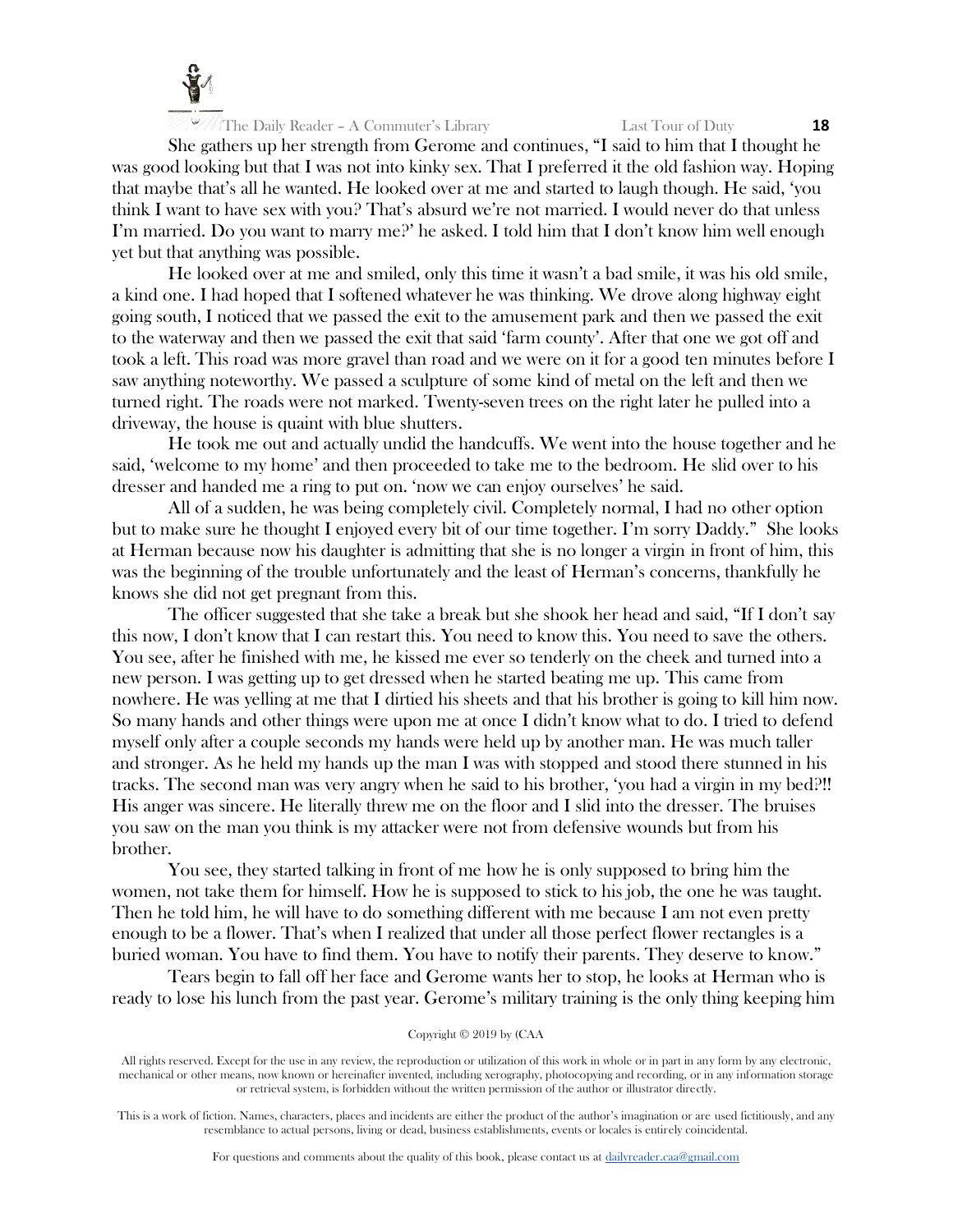She gathers up her strength from Gerome and continues, "I said to him that I thought he was good looking but that I was not into kinky sex. That I preferred it the old fashion way. Hoping that maybe that's all he wanted. He looked over at me and started to laugh though. He said, 'you think I want to have sex with you? That's absurd we're not married. I would never do that unless I'm married. Do you want to marry me?' he asked. I told him that I don't know him well enough yet but that anything was possible.

He looked over at me and smiled, only this time it wasn't a bad smile, it was his old smile, a kind one. I had hoped that I softened whatever he was thinking. We drove along highway eight going south, I noticed that we passed the exit to the amusement park and then we passed the exit to the waterway and then we passed the exit that said 'farm county'. After that one we got off and took a left. This road was more gravel than road and we were on it for a good ten minutes before I saw anything noteworthy. We passed a sculpture of some kind of metal on the left and then we turned right. The roads were not marked. Twenty-seven trees on the right later he pulled into a driveway, the house is quaint with blue shutters.

He took me out and actually undid the handcuffs. We went into the house together and he said, 'welcome to my home' and then proceeded to take me to the bedroom. He slid over to his dresser and handed me a ring to put on. 'now we can enjoy ourselves' he said.

All of a sudden, he was being completely civil. Completely normal, I had no other option but to make sure he thought I enjoyed every bit of our time together. I'm sorry Daddy." She looks at Herman because now his daughter is admitting that she is no longer a virgin in front of him, this was the beginning of the trouble unfortunately and the least of Herman's concerns, thankfully he knows she did not get pregnant from this.

The officer suggested that she take a break but she shook her head and said, "If I don't say this now, I don't know that I can restart this. You need to know this. You need to save the others. You see, after he finished with me, he kissed me ever so tenderly on the cheek and turned into a new person. I was getting up to get dressed when he started beating me up. This came from nowhere. He was yelling at me that I dirtied his sheets and that his brother is going to kill him now. So many hands and other things were upon me at once I didn't know what to do. I tried to defend myself only after a couple seconds my hands were held up by another man. He was much taller and stronger. As he held my hands up the man I was with stopped and stood there stunned in his tracks. The second man was very angry when he said to his brother, 'you had a virgin in my bed?!! His anger was sincere. He literally threw me on the floor and I slid into the dresser. The bruises you saw on the man you think is my attacker were not from defensive wounds but from his brother.

You see, they started talking in front of me how he is only supposed to bring him the women, not take them for himself. How he is supposed to stick to his job, the one he was taught. Then he told him, he will have to do something different with me because I am not even pretty enough to be a flower. That's when I realized that under all those perfect flower rectangles is a buried woman. You have to find them. You have to notify their parents. They deserve to know."

Tears begin to fall off her face and Gerome wants her to stop, he looks at Herman who is ready to lose his lunch from the past year. Gerome's military training is the only thing keeping him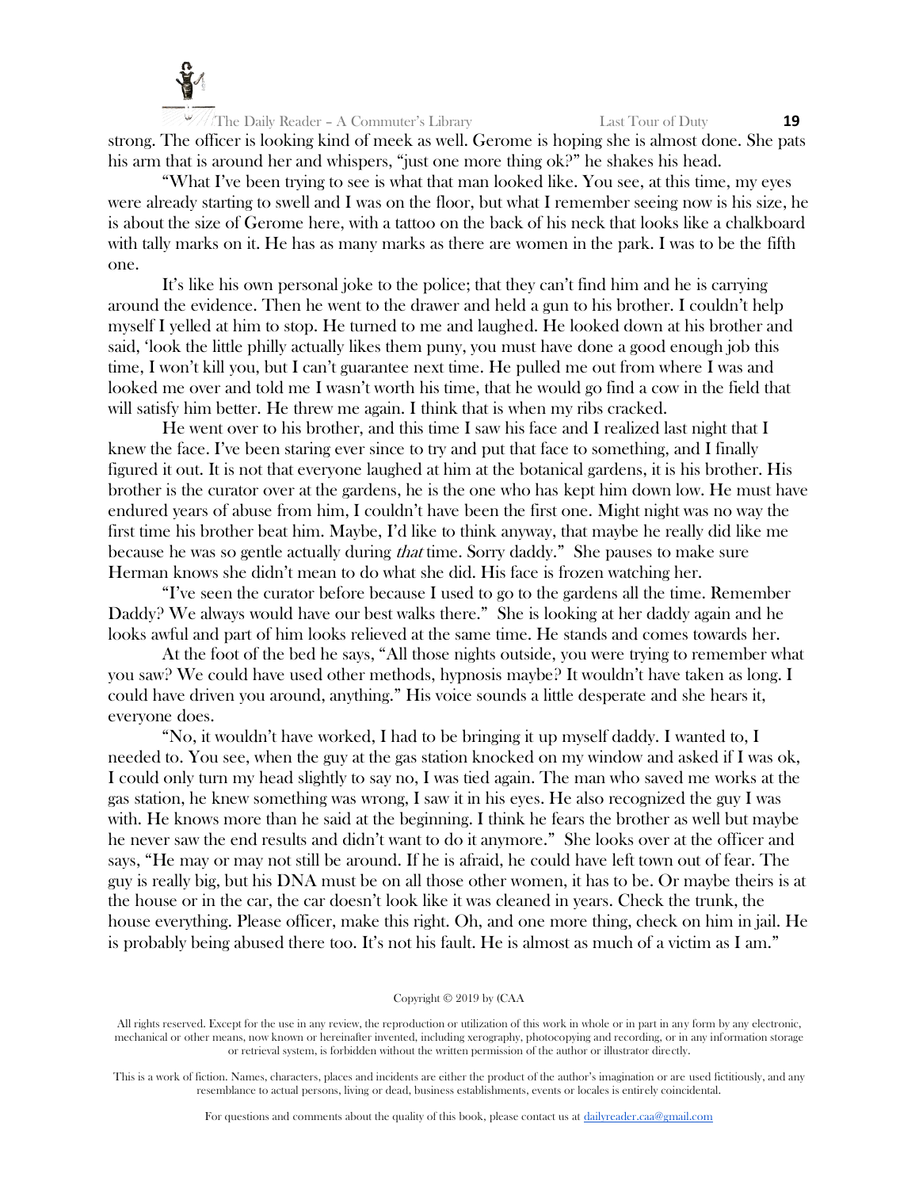strong. The officer is looking kind of meek as well. Gerome is hoping she is almost done. She pats his arm that is around her and whispers, "just one more thing ok?" he shakes his head.

"What I've been trying to see is what that man looked like. You see, at this time, my eyes were already starting to swell and I was on the floor, but what I remember seeing now is his size, he is about the size of Gerome here, with a tattoo on the back of his neck that looks like a chalkboard with tally marks on it. He has as many marks as there are women in the park. I was to be the fifth one.

It's like his own personal joke to the police; that they can't find him and he is carrying around the evidence. Then he went to the drawer and held a gun to his brother. I couldn't help myself I yelled at him to stop. He turned to me and laughed. He looked down at his brother and said, 'look the little philly actually likes them puny, you must have done a good enough job this time, I won't kill you, but I can't guarantee next time. He pulled me out from where I was and looked me over and told me I wasn't worth his time, that he would go find a cow in the field that will satisfy him better. He threw me again. I think that is when my ribs cracked.

He went over to his brother, and this time I saw his face and I realized last night that I knew the face. I've been staring ever since to try and put that face to something, and I finally figured it out. It is not that everyone laughed at him at the botanical gardens, it is his brother. His brother is the curator over at the gardens, he is the one who has kept him down low. He must have endured years of abuse from him, I couldn't have been the first one. Might night was no way the first time his brother beat him. Maybe, I'd like to think anyway, that maybe he really did like me because he was so gentle actually during *that* time. Sorry daddy." She pauses to make sure Herman knows she didn't mean to do what she did. His face is frozen watching her.

"I've seen the curator before because I used to go to the gardens all the time. Remember Daddy? We always would have our best walks there." She is looking at her daddy again and he looks awful and part of him looks relieved at the same time. He stands and comes towards her.

At the foot of the bed he says, "All those nights outside, you were trying to remember what you saw? We could have used other methods, hypnosis maybe? It wouldn't have taken as long. I could have driven you around, anything." His voice sounds a little desperate and she hears it, everyone does.

"No, it wouldn't have worked, I had to be bringing it up myself daddy. I wanted to, I needed to. You see, when the guy at the gas station knocked on my window and asked if I was ok, I could only turn my head slightly to say no, I was tied again. The man who saved me works at the gas station, he knew something was wrong, I saw it in his eyes. He also recognized the guy I was with. He knows more than he said at the beginning. I think he fears the brother as well but maybe he never saw the end results and didn't want to do it anymore." She looks over at the officer and says, "He may or may not still be around. If he is afraid, he could have left town out of fear. The guy is really big, but his DNA must be on all those other women, it has to be. Or maybe theirs is at the house or in the car, the car doesn't look like it was cleaned in years. Check the trunk, the house everything. Please officer, make this right. Oh, and one more thing, check on him in jail. He is probably being abused there too. It's not his fault. He is almost as much of a victim as I am."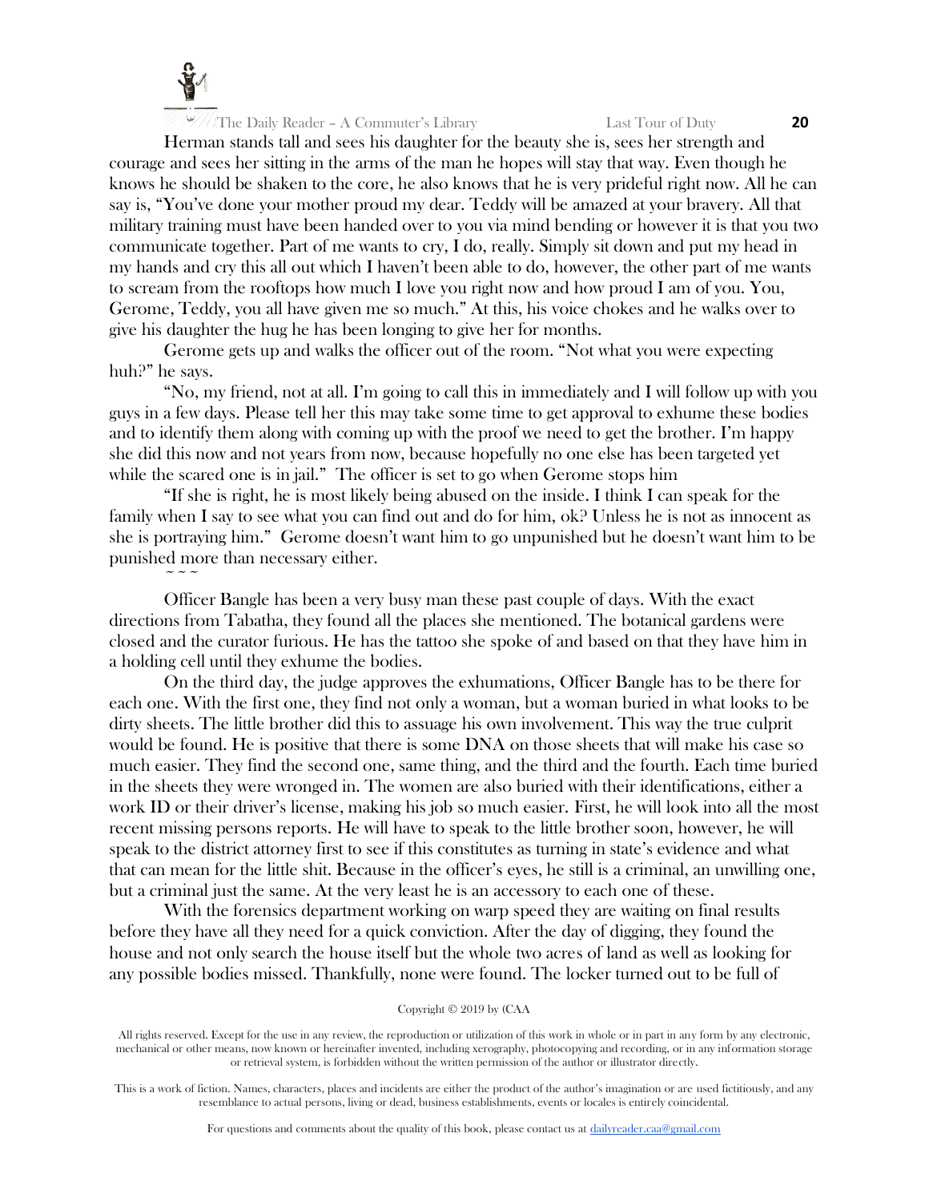Herman stands tall and sees his daughter for the beauty she is, sees her strength and courage and sees her sitting in the arms of the man he hopes will stay that way. Even though he knows he should be shaken to the core, he also knows that he is very prideful right now. All he can say is, "You've done your mother proud my dear. Teddy will be amazed at your bravery. All that military training must have been handed over to you via mind bending or however it is that you two communicate together. Part of me wants to cry, I do, really. Simply sit down and put my head in my hands and cry this all out which I haven't been able to do, however, the other part of me wants to scream from the rooftops how much I love you right now and how proud I am of you. You, Gerome, Teddy, you all have given me so much." At this, his voice chokes and he walks over to give his daughter the hug he has been longing to give her for months.

Gerome gets up and walks the officer out of the room. "Not what you were expecting huh?" he says.

"No, my friend, not at all. I'm going to call this in immediately and I will follow up with you guys in a few days. Please tell her this may take some time to get approval to exhume these bodies and to identify them along with coming up with the proof we need to get the brother. I'm happy she did this now and not years from now, because hopefully no one else has been targeted yet while the scared one is in jail." The officer is set to go when Gerome stops him

"If she is right, he is most likely being abused on the inside. I think I can speak for the family when I say to see what you can find out and do for him, ok? Unless he is not as innocent as she is portraying him." Gerome doesn't want him to go unpunished but he doesn't want him to be punished more than necessary either.

~ ~ ~

Officer Bangle has been a very busy man these past couple of days. With the exact directions from Tabatha, they found all the places she mentioned. The botanical gardens were closed and the curator furious. He has the tattoo she spoke of and based on that they have him in a holding cell until they exhume the bodies.

On the third day, the judge approves the exhumations, Officer Bangle has to be there for each one. With the first one, they find not only a woman, but a woman buried in what looks to be dirty sheets. The little brother did this to assuage his own involvement. This way the true culprit would be found. He is positive that there is some DNA on those sheets that will make his case so much easier. They find the second one, same thing, and the third and the fourth. Each time buried in the sheets they were wronged in. The women are also buried with their identifications, either a work ID or their driver's license, making his job so much easier. First, he will look into all the most recent missing persons reports. He will have to speak to the little brother soon, however, he will speak to the district attorney first to see if this constitutes as turning in state's evidence and what that can mean for the little shit. Because in the officer's eyes, he still is a criminal, an unwilling one, but a criminal just the same. At the very least he is an accessory to each one of these.

With the forensics department working on warp speed they are waiting on final results before they have all they need for a quick conviction. After the day of digging, they found the house and not only search the house itself but the whole two acres of land as well as looking for any possible bodies missed. Thankfully, none were found. The locker turned out to be full of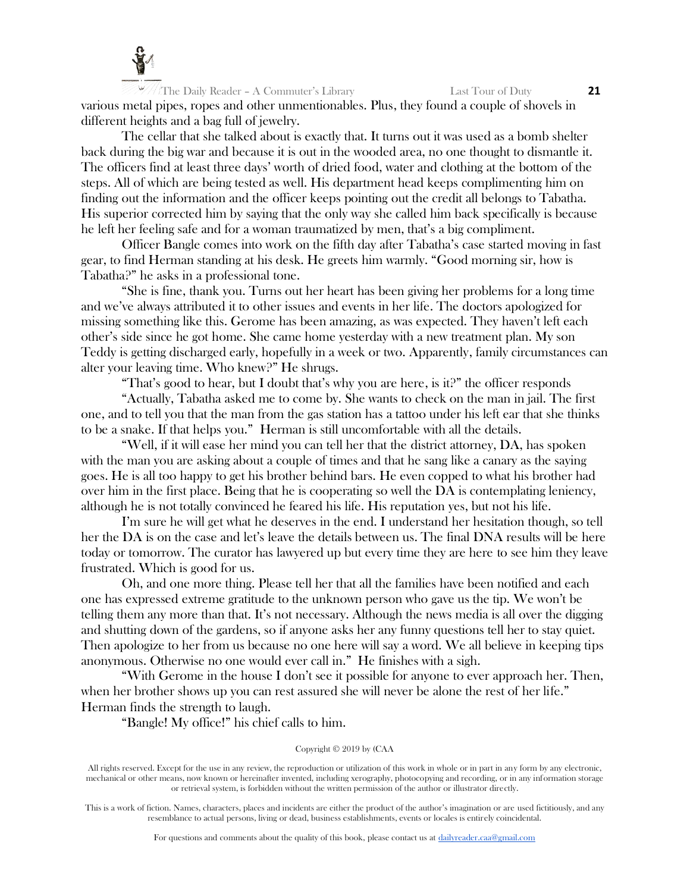various metal pipes, ropes and other unmentionables. Plus, they found a couple of shovels in different heights and a bag full of jewelry.

The cellar that she talked about is exactly that. It turns out it was used as a bomb shelter back during the big war and because it is out in the wooded area, no one thought to dismantle it. The officers find at least three days' worth of dried food, water and clothing at the bottom of the steps. All of which are being tested as well. His department head keeps complimenting him on finding out the information and the officer keeps pointing out the credit all belongs to Tabatha. His superior corrected him by saying that the only way she called him back specifically is because he left her feeling safe and for a woman traumatized by men, that's a big compliment.

Officer Bangle comes into work on the fifth day after Tabatha's case started moving in fast gear, to find Herman standing at his desk. He greets him warmly. "Good morning sir, how is Tabatha?" he asks in a professional tone.

"She is fine, thank you. Turns out her heart has been giving her problems for a long time and we've always attributed it to other issues and events in her life. The doctors apologized for missing something like this. Gerome has been amazing, as was expected. They haven't left each other's side since he got home. She came home yesterday with a new treatment plan. My son Teddy is getting discharged early, hopefully in a week or two. Apparently, family circumstances can alter your leaving time. Who knew?" He shrugs.

"That's good to hear, but I doubt that's why you are here, is it?" the officer responds

"Actually, Tabatha asked me to come by. She wants to check on the man in jail. The first one, and to tell you that the man from the gas station has a tattoo under his left ear that she thinks to be a snake. If that helps you." Herman is still uncomfortable with all the details.

"Well, if it will ease her mind you can tell her that the district attorney, DA, has spoken with the man you are asking about a couple of times and that he sang like a canary as the saying goes. He is all too happy to get his brother behind bars. He even copped to what his brother had over him in the first place. Being that he is cooperating so well the DA is contemplating leniency, although he is not totally convinced he feared his life. His reputation yes, but not his life.

I'm sure he will get what he deserves in the end. I understand her hesitation though, so tell her the DA is on the case and let's leave the details between us. The final DNA results will be here today or tomorrow. The curator has lawyered up but every time they are here to see him they leave frustrated. Which is good for us.

Oh, and one more thing. Please tell her that all the families have been notified and each one has expressed extreme gratitude to the unknown person who gave us the tip. We won't be telling them any more than that. It's not necessary. Although the news media is all over the digging and shutting down of the gardens, so if anyone asks her any funny questions tell her to stay quiet. Then apologize to her from us because no one here will say a word. We all believe in keeping tips anonymous. Otherwise no one would ever call in." He finishes with a sigh.

"With Gerome in the house I don't see it possible for anyone to ever approach her. Then, when her brother shows up you can rest assured she will never be alone the rest of her life." Herman finds the strength to laugh.

"Bangle! My office!" his chief calls to him.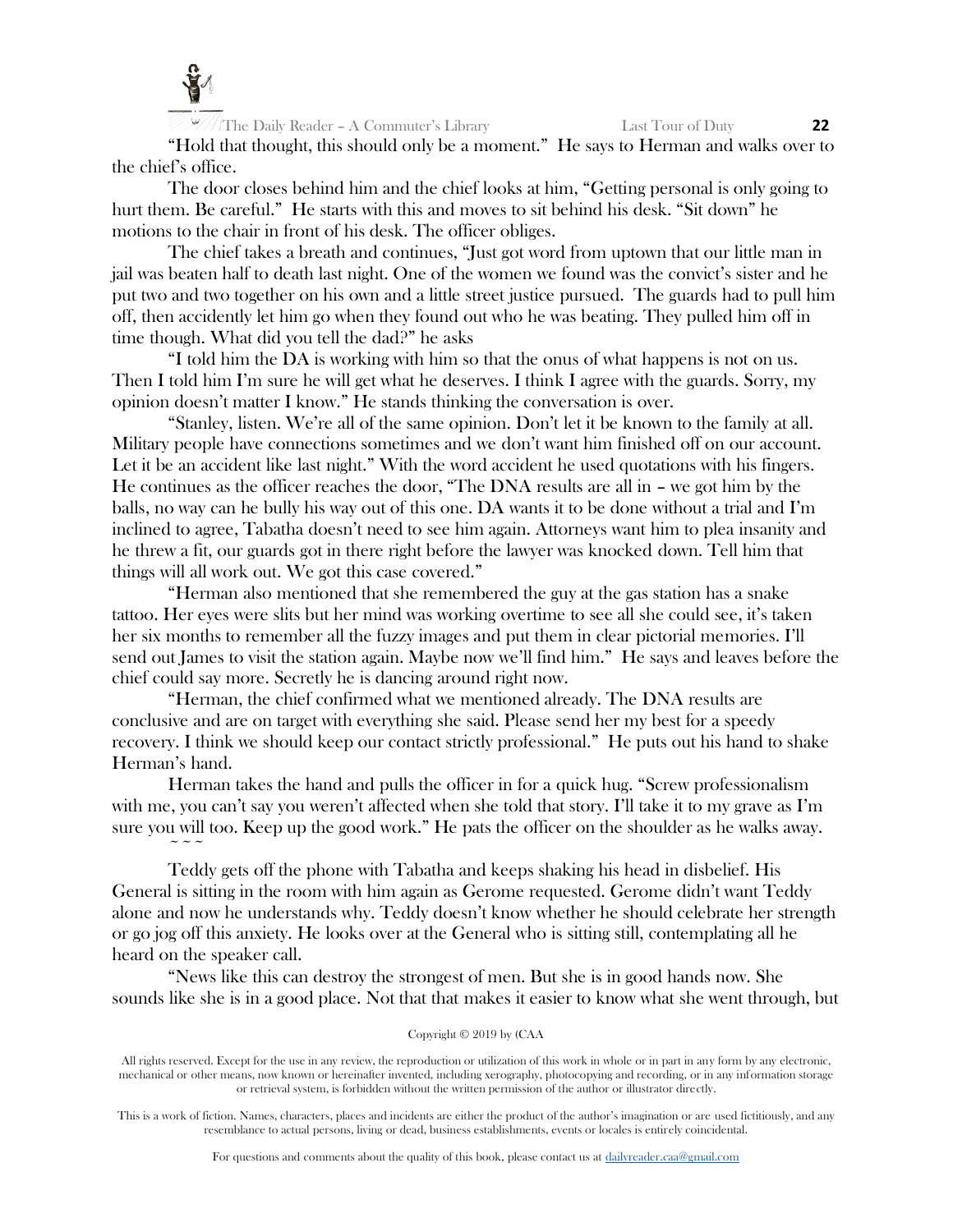"Hold that thought, this should only be a moment." He says to Herman and walks over to the chief's office.

The door closes behind him and the chief looks at him, "Getting personal is only going to hurt them. Be careful." He starts with this and moves to sit behind his desk. "Sit down" he motions to the chair in front of his desk. The officer obliges.

The chief takes a breath and continues, "Just got word from uptown that our little man in jail was beaten half to death last night. One of the women we found was the convict's sister and he put two and two together on his own and a little street justice pursued. The guards had to pull him off, then accidently let him go when they found out who he was beating. They pulled him off in time though. What did you tell the dad?" he asks

"I told him the DA is working with him so that the onus of what happens is not on us. Then I told him I'm sure he will get what he deserves. I think I agree with the guards. Sorry, my opinion doesn't matter I know." He stands thinking the conversation is over.

"Stanley, listen. We're all of the same opinion. Don't let it be known to the family at all. Military people have connections sometimes and we don't want him finished off on our account. Let it be an accident like last night." With the word accident he used quotations with his fingers. He continues as the officer reaches the door, "The DNA results are all in – we got him by the balls, no way can he bully his way out of this one. DA wants it to be done without a trial and I'm inclined to agree, Tabatha doesn't need to see him again. Attorneys want him to plea insanity and he threw a fit, our guards got in there right before the lawyer was knocked down. Tell him that things will all work out. We got this case covered."

"Herman also mentioned that she remembered the guy at the gas station has a snake tattoo. Her eyes were slits but her mind was working overtime to see all she could see, it's taken her six months to remember all the fuzzy images and put them in clear pictorial memories. I'll send out James to visit the station again. Maybe now we'll find him." He says and leaves before the chief could say more. Secretly he is dancing around right now.

"Herman, the chief confirmed what we mentioned already. The DNA results are conclusive and are on target with everything she said. Please send her my best for a speedy recovery. I think we should keep our contact strictly professional." He puts out his hand to shake Herman's hand.

Herman takes the hand and pulls the officer in for a quick hug. "Screw professionalism with me, you can't say you weren't affected when she told that story. I'll take it to my grave as I'm sure you will too. Keep up the good work." He pats the officer on the shoulder as he walks away.

~ ~ ~

Teddy gets off the phone with Tabatha and keeps shaking his head in disbelief. His General is sitting in the room with him again as Gerome requested. Gerome didn't want Teddy alone and now he understands why. Teddy doesn't know whether he should celebrate her strength or go jog off this anxiety. He looks over at the General who is sitting still, contemplating all he heard on the speaker call.

"News like this can destroy the strongest of men. But she is in good hands now. She sounds like she is in a good place. Not that that makes it easier to know what she went through, but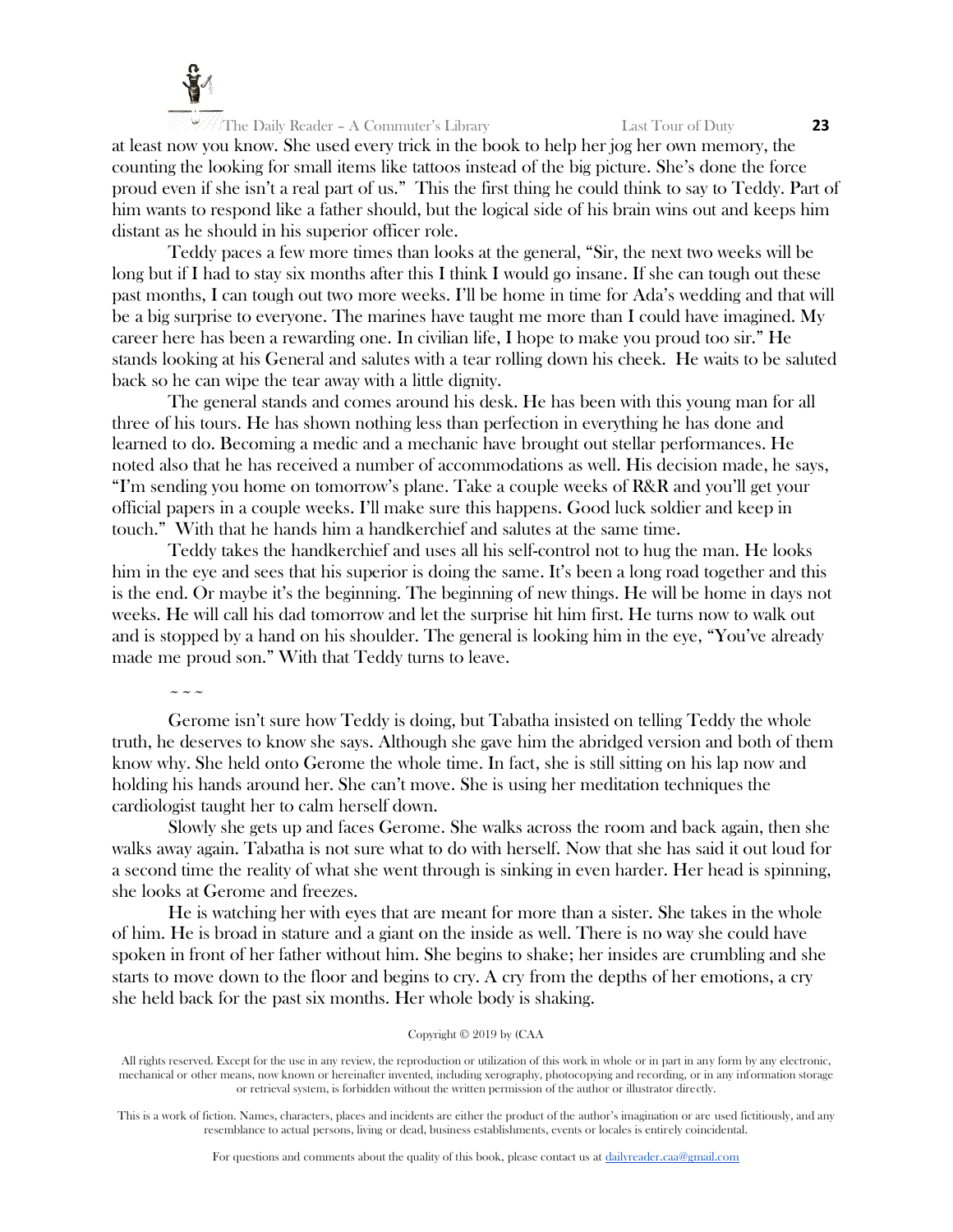at least now you know. She used every trick in the book to help her jog her own memory, the counting the looking for small items like tattoos instead of the big picture. She's done the force proud even if she isn't a real part of us." This the first thing he could think to say to Teddy. Part of him wants to respond like a father should, but the logical side of his brain wins out and keeps him distant as he should in his superior officer role.

Teddy paces a few more times than looks at the general, "Sir, the next two weeks will be long but if I had to stay six months after this I think I would go insane. If she can tough out these past months, I can tough out two more weeks. I'll be home in time for Ada's wedding and that will be a big surprise to everyone. The marines have taught me more than I could have imagined. My career here has been a rewarding one. In civilian life, I hope to make you proud too sir." He stands looking at his General and salutes with a tear rolling down his cheek. He waits to be saluted back so he can wipe the tear away with a little dignity.

The general stands and comes around his desk. He has been with this young man for all three of his tours. He has shown nothing less than perfection in everything he has done and learned to do. Becoming a medic and a mechanic have brought out stellar performances. He noted also that he has received a number of accommodations as well. His decision made, he says, "I'm sending you home on tomorrow's plane. Take a couple weeks of R&R and you'll get your official papers in a couple weeks. I'll make sure this happens. Good luck soldier and keep in touch." With that he hands him a handkerchief and salutes at the same time.

Teddy takes the handkerchief and uses all his self-control not to hug the man. He looks him in the eye and sees that his superior is doing the same. It's been a long road together and this is the end. Or maybe it's the beginning. The beginning of new things. He will be home in days not weeks. He will call his dad tomorrow and let the surprise hit him first. He turns now to walk out and is stopped by a hand on his shoulder. The general is looking him in the eye, "You've already made me proud son." With that Teddy turns to leave.

~ ~ ~

Gerome isn't sure how Teddy is doing, but Tabatha insisted on telling Teddy the whole truth, he deserves to know she says. Although she gave him the abridged version and both of them know why. She held onto Gerome the whole time. In fact, she is still sitting on his lap now and holding his hands around her. She can't move. She is using her meditation techniques the cardiologist taught her to calm herself down.

Slowly she gets up and faces Gerome. She walks across the room and back again, then she walks away again. Tabatha is not sure what to do with herself. Now that she has said it out loud for a second time the reality of what she went through is sinking in even harder. Her head is spinning, she looks at Gerome and freezes.

He is watching her with eyes that are meant for more than a sister. She takes in the whole of him. He is broad in stature and a giant on the inside as well. There is no way she could have spoken in front of her father without him. She begins to shake; her insides are crumbling and she starts to move down to the floor and begins to cry. A cry from the depths of her emotions, a cry she held back for the past six months. Her whole body is shaking.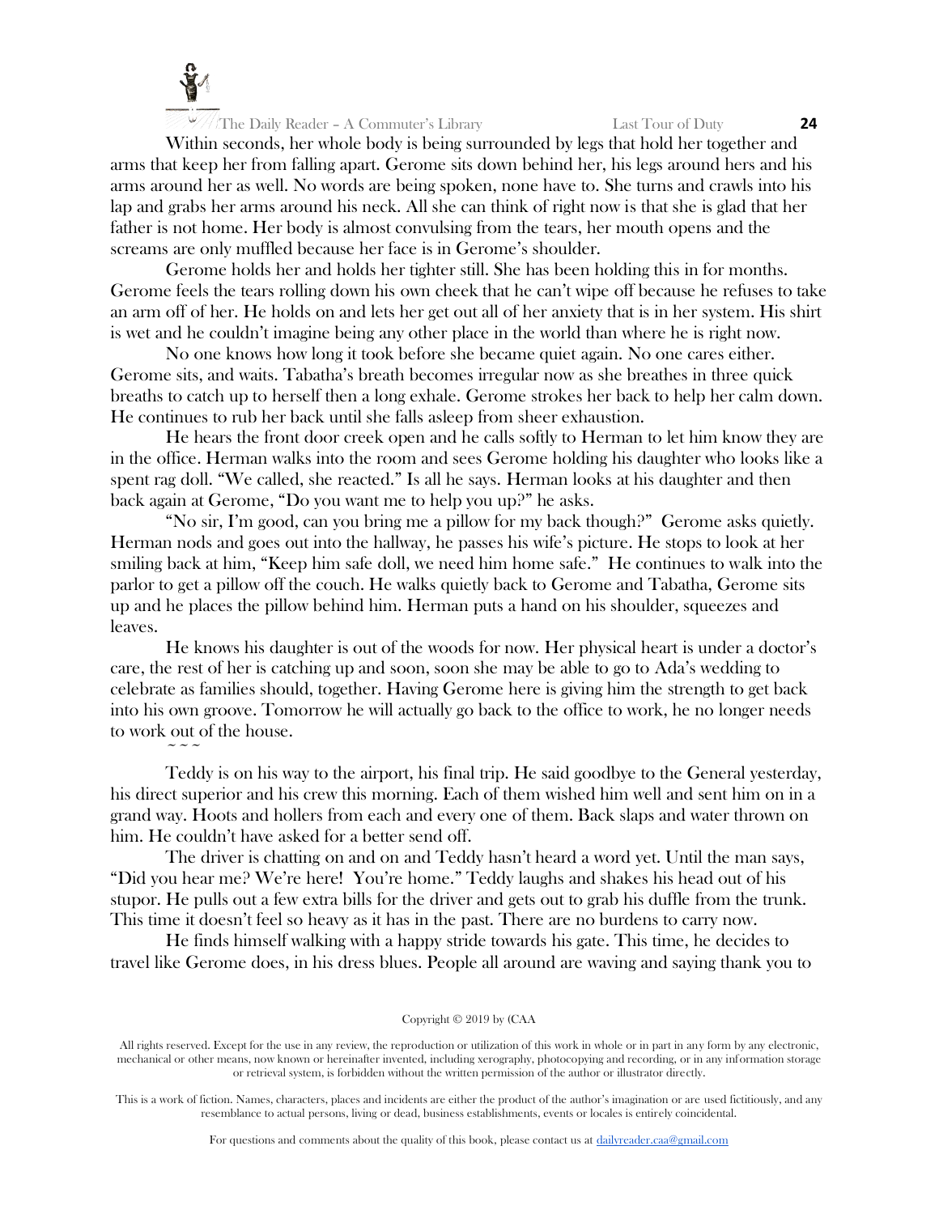Within seconds, her whole body is being surrounded by legs that hold her together and arms that keep her from falling apart. Gerome sits down behind her, his legs around hers and his arms around her as well. No words are being spoken, none have to. She turns and crawls into his lap and grabs her arms around his neck. All she can think of right now is that she is glad that her father is not home. Her body is almost convulsing from the tears, her mouth opens and the screams are only muffled because her face is in Gerome's shoulder.

Gerome holds her and holds her tighter still. She has been holding this in for months. Gerome feels the tears rolling down his own cheek that he can't wipe off because he refuses to take an arm off of her. He holds on and lets her get out all of her anxiety that is in her system. His shirt is wet and he couldn't imagine being any other place in the world than where he is right now.

No one knows how long it took before she became quiet again. No one cares either. Gerome sits, and waits. Tabatha's breath becomes irregular now as she breathes in three quick breaths to catch up to herself then a long exhale. Gerome strokes her back to help her calm down. He continues to rub her back until she falls asleep from sheer exhaustion.

He hears the front door creek open and he calls softly to Herman to let him know they are in the office. Herman walks into the room and sees Gerome holding his daughter who looks like a spent rag doll. "We called, she reacted." Is all he says. Herman looks at his daughter and then back again at Gerome, "Do you want me to help you up?" he asks.

"No sir, I'm good, can you bring me a pillow for my back though?" Gerome asks quietly. Herman nods and goes out into the hallway, he passes his wife's picture. He stops to look at her smiling back at him, "Keep him safe doll, we need him home safe." He continues to walk into the parlor to get a pillow off the couch. He walks quietly back to Gerome and Tabatha, Gerome sits up and he places the pillow behind him. Herman puts a hand on his shoulder, squeezes and leaves.

He knows his daughter is out of the woods for now. Her physical heart is under a doctor's care, the rest of her is catching up and soon, soon she may be able to go to Ada's wedding to celebrate as families should, together. Having Gerome here is giving him the strength to get back into his own groove. Tomorrow he will actually go back to the office to work, he no longer needs to work out of the house.

~ ~ ~

Teddy is on his way to the airport, his final trip. He said goodbye to the General yesterday, his direct superior and his crew this morning. Each of them wished him well and sent him on in a grand way. Hoots and hollers from each and every one of them. Back slaps and water thrown on him. He couldn't have asked for a better send off.

The driver is chatting on and on and Teddy hasn't heard a word yet. Until the man says, "Did you hear me? We're here! You're home." Teddy laughs and shakes his head out of his stupor. He pulls out a few extra bills for the driver and gets out to grab his duffle from the trunk. This time it doesn't feel so heavy as it has in the past. There are no burdens to carry now.

He finds himself walking with a happy stride towards his gate. This time, he decides to travel like Gerome does, in his dress blues. People all around are waving and saying thank you to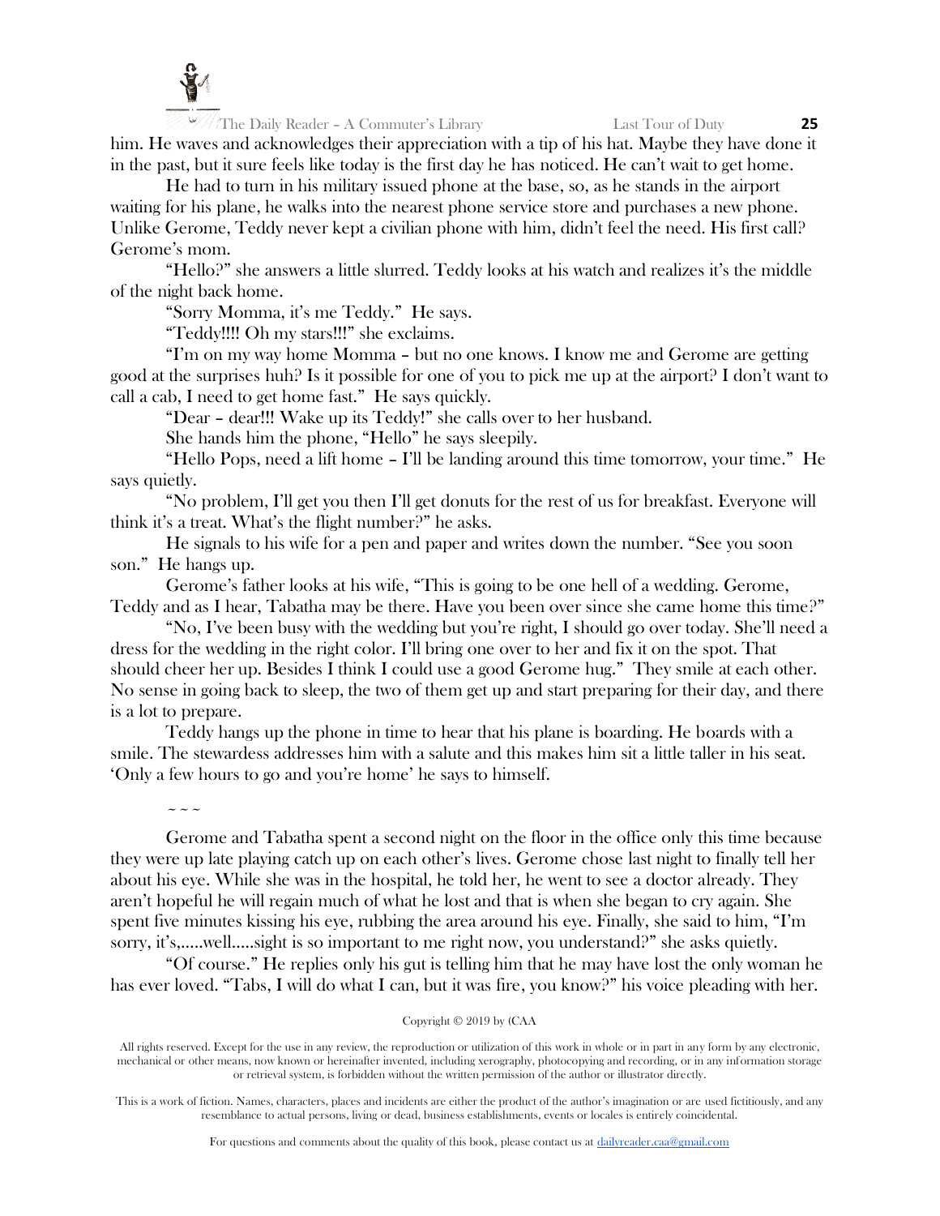him. He waves and acknowledges their appreciation with a tip of his hat. Maybe they have done it in the past, but it sure feels like today is the first day he has noticed. He can't wait to get home.

He had to turn in his military issued phone at the base, so, as he stands in the airport waiting for his plane, he walks into the nearest phone service store and purchases a new phone. Unlike Gerome, Teddy never kept a civilian phone with him, didn't feel the need. His first call? Gerome's mom.

"Hello?" she answers a little slurred. Teddy looks at his watch and realizes it's the middle of the night back home.

"Sorry Momma, it's me Teddy." He says.

"Teddy!!!! Oh my stars!!!" she exclaims.

"I'm on my way home Momma – but no one knows. I know me and Gerome are getting good at the surprises huh? Is it possible for one of you to pick me up at the airport? I don't want to call a cab, I need to get home fast." He says quickly.

"Dear – dear!!! Wake up its Teddy!" she calls over to her husband.

She hands him the phone, "Hello" he says sleepily.

"Hello Pops, need a lift home – I'll be landing around this time tomorrow, your time." He says quietly.

"No problem, I'll get you then I'll get donuts for the rest of us for breakfast. Everyone will think it's a treat. What's the flight number?" he asks.

He signals to his wife for a pen and paper and writes down the number. "See you soon son." He hangs up.

Gerome's father looks at his wife, "This is going to be one hell of a wedding. Gerome, Teddy and as I hear, Tabatha may be there. Have you been over since she came home this time?"

"No, I've been busy with the wedding but you're right, I should go over today. She'll need a dress for the wedding in the right color. I'll bring one over to her and fix it on the spot. That should cheer her up. Besides I think I could use a good Gerome hug." They smile at each other. No sense in going back to sleep, the two of them get up and start preparing for their day, and there is a lot to prepare.

Teddy hangs up the phone in time to hear that his plane is boarding. He boards with a smile. The stewardess addresses him with a salute and this makes him sit a little taller in his seat. 'Only a few hours to go and you're home' he says to himself.

~ ~ ~

Gerome and Tabatha spent a second night on the floor in the office only this time because they were up late playing catch up on each other's lives. Gerome chose last night to finally tell her about his eye. While she was in the hospital, he told her, he went to see a doctor already. They aren't hopeful he will regain much of what he lost and that is when she began to cry again. She spent five minutes kissing his eye, rubbing the area around his eye. Finally, she said to him, "I'm sorry, it's,.....well.....sight is so important to me right now, you understand?" she asks quietly.

"Of course." He replies only his gut is telling him that he may have lost the only woman he has ever loved. "Tabs, I will do what I can, but it was fire, you know?" his voice pleading with her.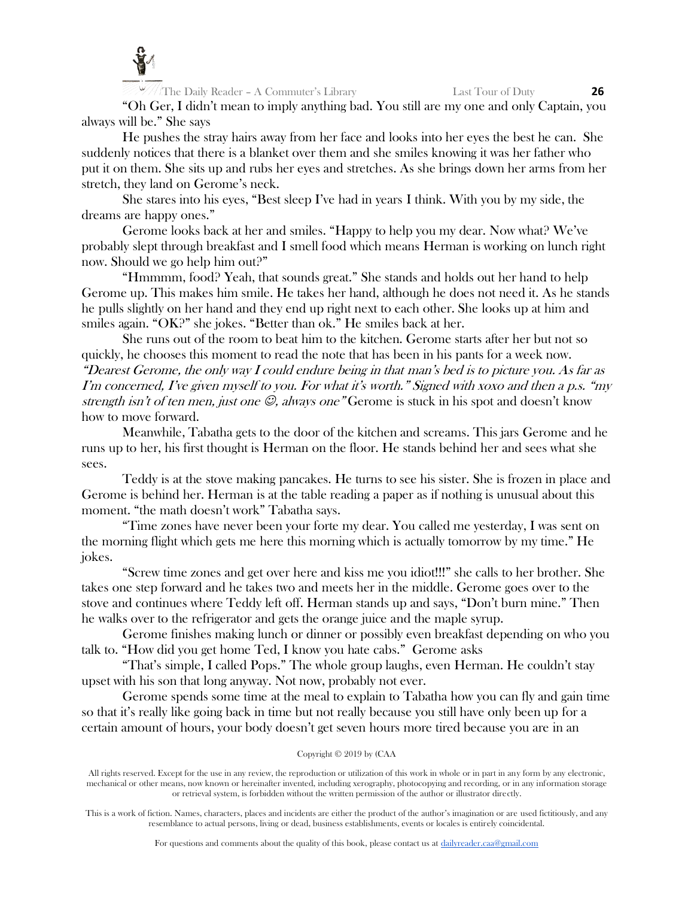"Oh Ger, I didn't mean to imply anything bad. You still are my one and only Captain, you always will be." She says

He pushes the stray hairs away from her face and looks into her eyes the best he can. She suddenly notices that there is a blanket over them and she smiles knowing it was her father who put it on them. She sits up and rubs her eyes and stretches. As she brings down her arms from her stretch, they land on Gerome's neck.

She stares into his eyes, "Best sleep I've had in years I think. With you by my side, the dreams are happy ones."

Gerome looks back at her and smiles. "Happy to help you my dear. Now what? We've probably slept through breakfast and I smell food which means Herman is working on lunch right now. Should we go help him out?"

"Hmmmm, food? Yeah, that sounds great." She stands and holds out her hand to help Gerome up. This makes him smile. He takes her hand, although he does not need it. As he stands he pulls slightly on her hand and they end up right next to each other. She looks up at him and smiles again. "OK?" she jokes. "Better than ok." He smiles back at her.

She runs out of the room to beat him to the kitchen. Gerome starts after her but not so quickly, he chooses this moment to read the note that has been in his pants for a week now. *"Dearest Gerome, the only way I could endure being in that man's bed is to picture you. As far as I'm concerned, I've given myself to you. For what it's worth." Signed with xoxo and then a p.s. "my strength isn't of ten men, just one ☺, always one"* Gerome is stuck in his spot and doesn't know how to move forward.

Meanwhile, Tabatha gets to the door of the kitchen and screams. This jars Gerome and he runs up to her, his first thought is Herman on the floor. He stands behind her and sees what she sees.

Teddy is at the stove making pancakes. He turns to see his sister. She is frozen in place and Gerome is behind her. Herman is at the table reading a paper as if nothing is unusual about this moment. "the math doesn't work" Tabatha says.

"Time zones have never been your forte my dear. You called me yesterday, I was sent on the morning flight which gets me here this morning which is actually tomorrow by my time." He jokes.

"Screw time zones and get over here and kiss me you idiot!!!" she calls to her brother. She takes one step forward and he takes two and meets her in the middle. Gerome goes over to the stove and continues where Teddy left off. Herman stands up and says, "Don't burn mine." Then he walks over to the refrigerator and gets the orange juice and the maple syrup.

Gerome finishes making lunch or dinner or possibly even breakfast depending on who you talk to. "How did you get home Ted, I know you hate cabs." Gerome asks

"That's simple, I called Pops." The whole group laughs, even Herman. He couldn't stay upset with his son that long anyway. Not now, probably not ever.

Gerome spends some time at the meal to explain to Tabatha how you can fly and gain time so that it's really like going back in time but not really because you still have only been up for a certain amount of hours, your body doesn't get seven hours more tired because you are in an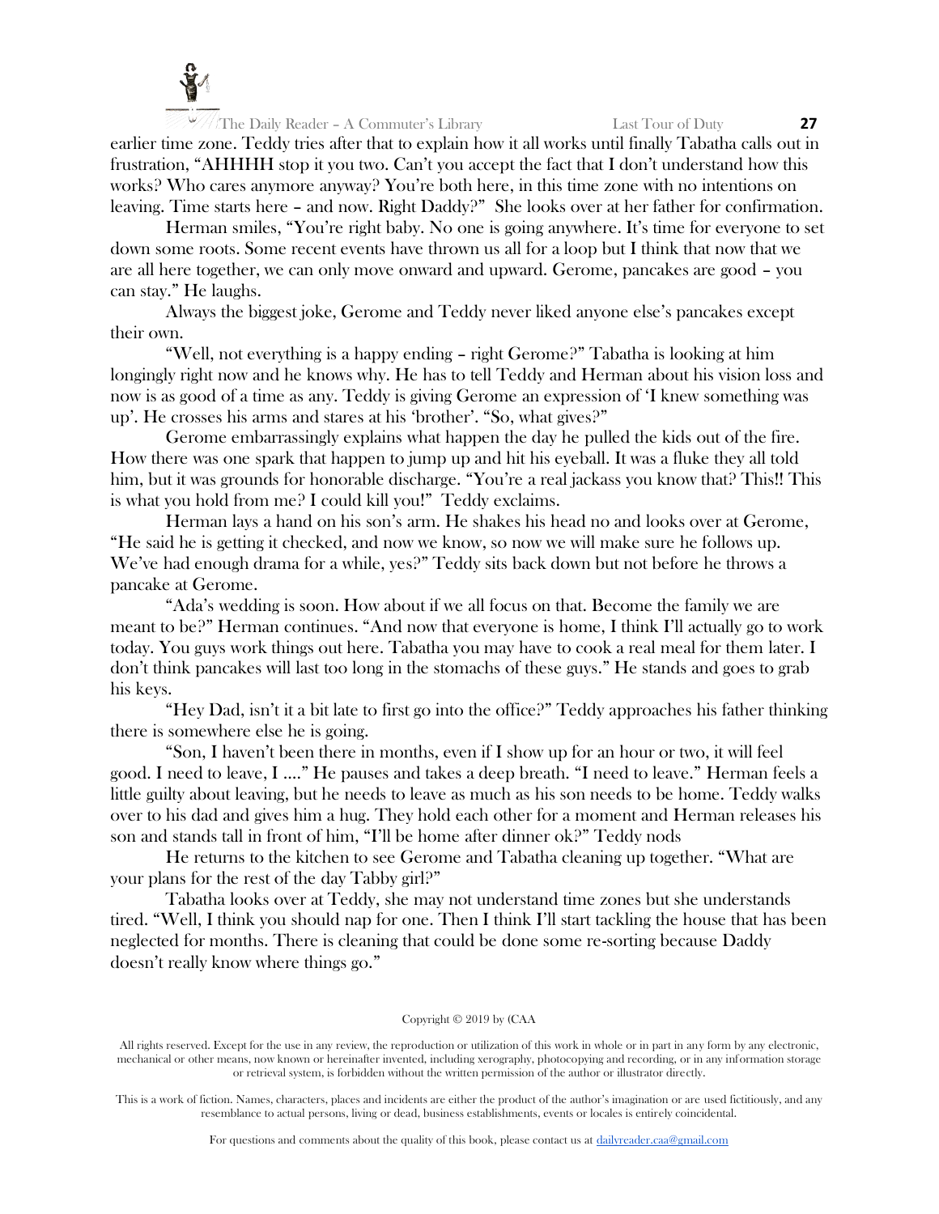earlier time zone. Teddy tries after that to explain how it all works until finally Tabatha calls out in frustration, "AHHHH stop it you two. Can't you accept the fact that I don't understand how this works? Who cares anymore anyway? You're both here, in this time zone with no intentions on leaving. Time starts here – and now. Right Daddy?" She looks over at her father for confirmation.

Herman smiles, "You're right baby. No one is going anywhere. It's time for everyone to set down some roots. Some recent events have thrown us all for a loop but I think that now that we are all here together, we can only move onward and upward. Gerome, pancakes are good – you can stay." He laughs.

Always the biggest joke, Gerome and Teddy never liked anyone else's pancakes except their own.

"Well, not everything is a happy ending – right Gerome?" Tabatha is looking at him longingly right now and he knows why. He has to tell Teddy and Herman about his vision loss and now is as good of a time as any. Teddy is giving Gerome an expression of 'I knew something was up'. He crosses his arms and stares at his 'brother'. "So, what gives?"

Gerome embarrassingly explains what happen the day he pulled the kids out of the fire. How there was one spark that happen to jump up and hit his eyeball. It was a fluke they all told him, but it was grounds for honorable discharge. "You're a real jackass you know that? This!! This is what you hold from me? I could kill you!" Teddy exclaims.

Herman lays a hand on his son's arm. He shakes his head no and looks over at Gerome, "He said he is getting it checked, and now we know, so now we will make sure he follows up. We've had enough drama for a while, yes?" Teddy sits back down but not before he throws a pancake at Gerome.

"Ada's wedding is soon. How about if we all focus on that. Become the family we are meant to be?" Herman continues. "And now that everyone is home, I think I'll actually go to work today. You guys work things out here. Tabatha you may have to cook a real meal for them later. I don't think pancakes will last too long in the stomachs of these guys." He stands and goes to grab his keys.

"Hey Dad, isn't it a bit late to first go into the office?" Teddy approaches his father thinking there is somewhere else he is going.

"Son, I haven't been there in months, even if I show up for an hour or two, it will feel good. I need to leave, I …." He pauses and takes a deep breath. "I need to leave." Herman feels a little guilty about leaving, but he needs to leave as much as his son needs to be home. Teddy walks over to his dad and gives him a hug. They hold each other for a moment and Herman releases his son and stands tall in front of him, "I'll be home after dinner ok?" Teddy nods

He returns to the kitchen to see Gerome and Tabatha cleaning up together. "What are your plans for the rest of the day Tabby girl?"

Tabatha looks over at Teddy, she may not understand time zones but she understands tired. "Well, I think you should nap for one. Then I think I'll start tackling the house that has been neglected for months. There is cleaning that could be done some re-sorting because Daddy doesn't really know where things go."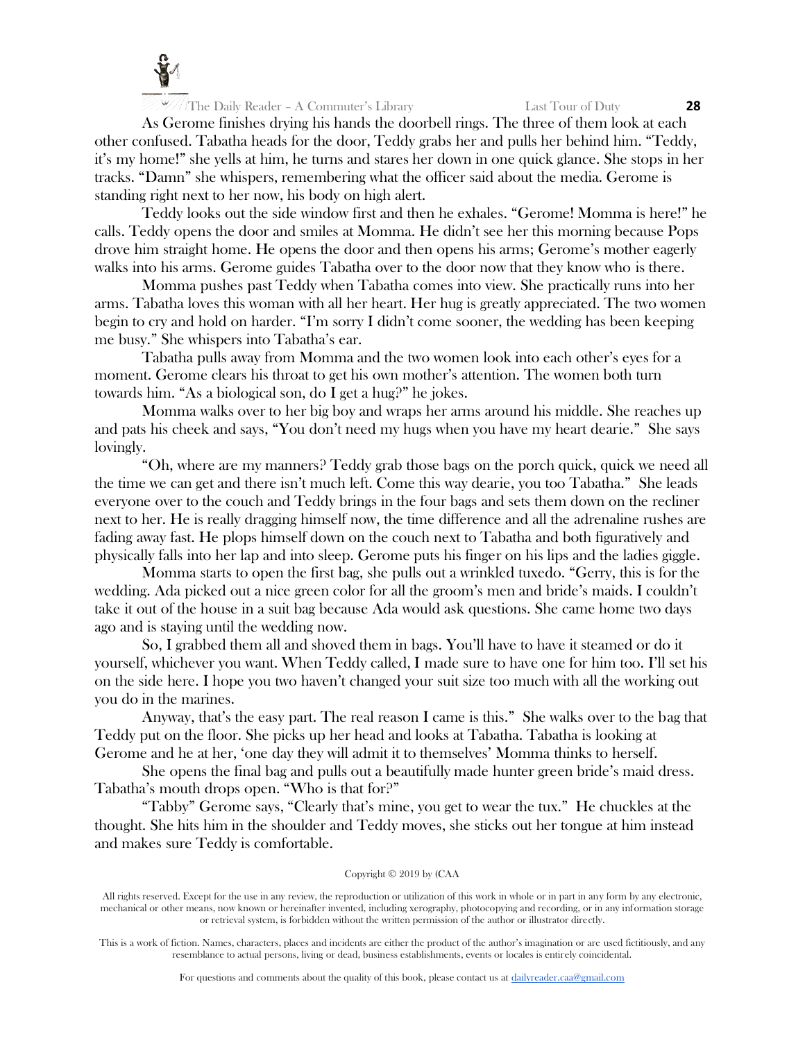As Gerome finishes drying his hands the doorbell rings. The three of them look at each other confused. Tabatha heads for the door, Teddy grabs her and pulls her behind him. "Teddy, it's my home!" she yells at him, he turns and stares her down in one quick glance. She stops in her tracks. "Damn" she whispers, remembering what the officer said about the media. Gerome is standing right next to her now, his body on high alert.

Teddy looks out the side window first and then he exhales. "Gerome! Momma is here!" he calls. Teddy opens the door and smiles at Momma. He didn't see her this morning because Pops drove him straight home. He opens the door and then opens his arms; Gerome's mother eagerly walks into his arms. Gerome guides Tabatha over to the door now that they know who is there.

Momma pushes past Teddy when Tabatha comes into view. She practically runs into her arms. Tabatha loves this woman with all her heart. Her hug is greatly appreciated. The two women begin to cry and hold on harder. "I'm sorry I didn't come sooner, the wedding has been keeping me busy." She whispers into Tabatha's ear.

Tabatha pulls away from Momma and the two women look into each other's eyes for a moment. Gerome clears his throat to get his own mother's attention. The women both turn towards him. "As a biological son, do I get a hug?" he jokes.

Momma walks over to her big boy and wraps her arms around his middle. She reaches up and pats his cheek and says, "You don't need my hugs when you have my heart dearie." She says lovingly.

"Oh, where are my manners? Teddy grab those bags on the porch quick, quick we need all the time we can get and there isn't much left. Come this way dearie, you too Tabatha." She leads everyone over to the couch and Teddy brings in the four bags and sets them down on the recliner next to her. He is really dragging himself now, the time difference and all the adrenaline rushes are fading away fast. He plops himself down on the couch next to Tabatha and both figuratively and physically falls into her lap and into sleep. Gerome puts his finger on his lips and the ladies giggle.

Momma starts to open the first bag, she pulls out a wrinkled tuxedo. "Gerry, this is for the wedding. Ada picked out a nice green color for all the groom's men and bride's maids. I couldn't take it out of the house in a suit bag because Ada would ask questions. She came home two days ago and is staying until the wedding now.

So, I grabbed them all and shoved them in bags. You'll have to have it steamed or do it yourself, whichever you want. When Teddy called, I made sure to have one for him too. I'll set his on the side here. I hope you two haven't changed your suit size too much with all the working out you do in the marines.

Anyway, that's the easy part. The real reason I came is this." She walks over to the bag that Teddy put on the floor. She picks up her head and looks at Tabatha. Tabatha is looking at Gerome and he at her, 'one day they will admit it to themselves' Momma thinks to herself.

She opens the final bag and pulls out a beautifully made hunter green bride's maid dress. Tabatha's mouth drops open. "Who is that for?"

"Tabby" Gerome says, "Clearly that's mine, you get to wear the tux." He chuckles at the thought. She hits him in the shoulder and Teddy moves, she sticks out her tongue at him instead and makes sure Teddy is comfortable.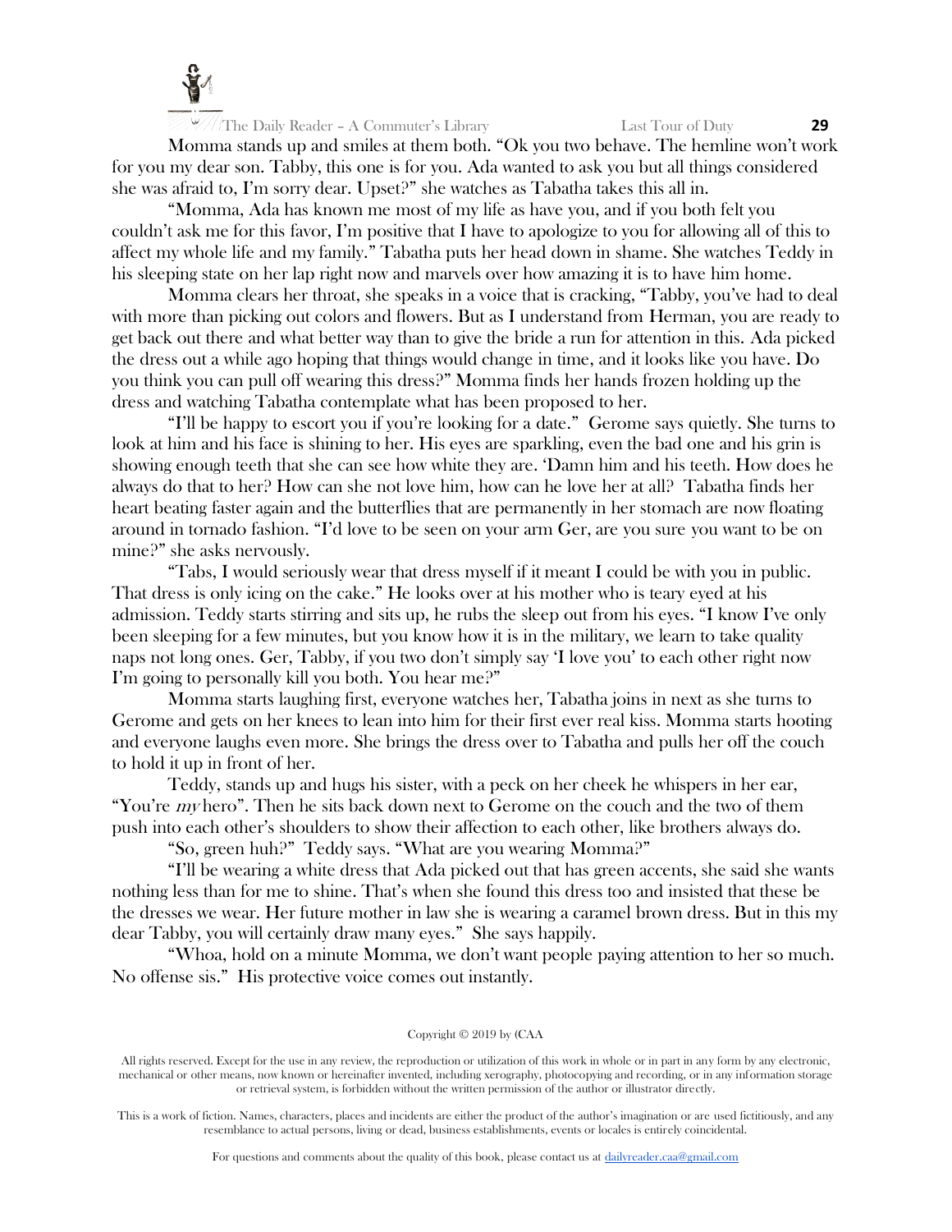Momma stands up and smiles at them both. "Ok you two behave. The hemline won't work for you my dear son. Tabby, this one is for you. Ada wanted to ask you but all things considered she was afraid to, I'm sorry dear. Upset?" she watches as Tabatha takes this all in.

"Momma, Ada has known me most of my life as have you, and if you both felt you couldn't ask me for this favor, I'm positive that I have to apologize to you for allowing all of this to affect my whole life and my family." Tabatha puts her head down in shame. She watches Teddy in his sleeping state on her lap right now and marvels over how amazing it is to have him home.

Momma clears her throat, she speaks in a voice that is cracking, "Tabby, you've had to deal with more than picking out colors and flowers. But as I understand from Herman, you are ready to get back out there and what better way than to give the bride a run for attention in this. Ada picked the dress out a while ago hoping that things would change in time, and it looks like you have. Do you think you can pull off wearing this dress?" Momma finds her hands frozen holding up the dress and watching Tabatha contemplate what has been proposed to her.

"I'll be happy to escort you if you're looking for a date." Gerome says quietly. She turns to look at him and his face is shining to her. His eyes are sparkling, even the bad one and his grin is showing enough teeth that she can see how white they are. 'Damn him and his teeth. How does he always do that to her? How can she not love him, how can he love her at all? Tabatha finds her heart beating faster again and the butterflies that are permanently in her stomach are now floating around in tornado fashion. "I'd love to be seen on your arm Ger, are you sure you want to be on mine?" she asks nervously.

"Tabs, I would seriously wear that dress myself if it meant I could be with you in public. That dress is only icing on the cake." He looks over at his mother who is teary eyed at his admission. Teddy starts stirring and sits up, he rubs the sleep out from his eyes. "I know I've only been sleeping for a few minutes, but you know how it is in the military, we learn to take quality naps not long ones. Ger, Tabby, if you two don't simply say 'I love you' to each other right now I'm going to personally kill you both. You hear me?"

Momma starts laughing first, everyone watches her, Tabatha joins in next as she turns to Gerome and gets on her knees to lean into him for their first ever real kiss. Momma starts hooting and everyone laughs even more. She brings the dress over to Tabatha and pulls her off the couch to hold it up in front of her.

Teddy, stands up and hugs his sister, with a peck on her cheek he whispers in her ear, "You're *my* hero". Then he sits back down next to Gerome on the couch and the two of them push into each other's shoulders to show their affection to each other, like brothers always do.

"So, green huh?" Teddy says. "What are you wearing Momma?"

"I'll be wearing a white dress that Ada picked out that has green accents, she said she wants nothing less than for me to shine. That's when she found this dress too and insisted that these be the dresses we wear. Her future mother in law she is wearing a caramel brown dress. But in this my dear Tabby, you will certainly draw many eyes." She says happily.

"Whoa, hold on a minute Momma, we don't want people paying attention to her so much. No offense sis." His protective voice comes out instantly.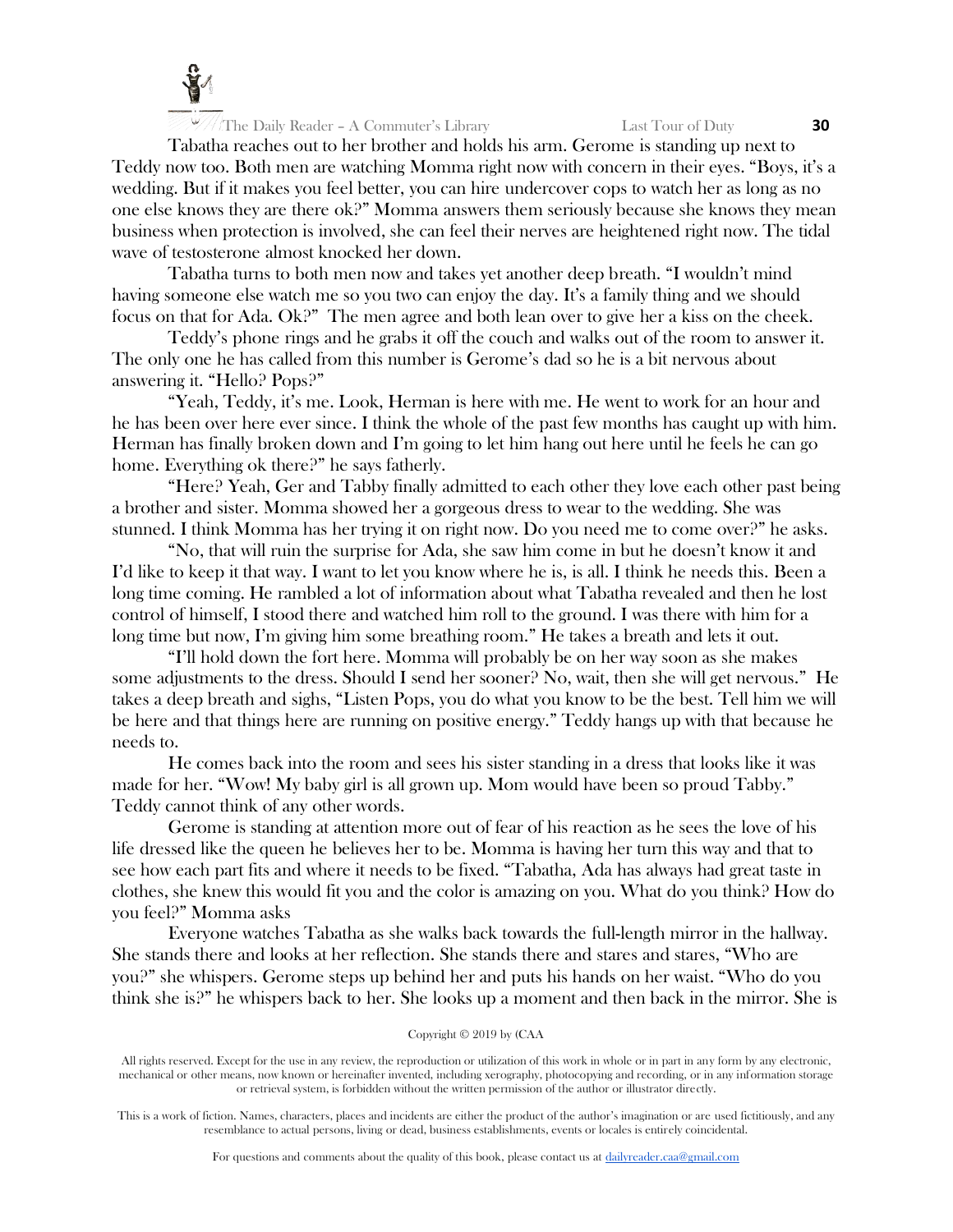Tabatha reaches out to her brother and holds his arm. Gerome is standing up next to Teddy now too. Both men are watching Momma right now with concern in their eyes. "Boys, it's a wedding. But if it makes you feel better, you can hire undercover cops to watch her as long as no one else knows they are there ok?" Momma answers them seriously because she knows they mean business when protection is involved, she can feel their nerves are heightened right now. The tidal wave of testosterone almost knocked her down.

Tabatha turns to both men now and takes yet another deep breath. "I wouldn't mind having someone else watch me so you two can enjoy the day. It's a family thing and we should focus on that for Ada. Ok?" The men agree and both lean over to give her a kiss on the cheek.

Teddy's phone rings and he grabs it off the couch and walks out of the room to answer it. The only one he has called from this number is Gerome's dad so he is a bit nervous about answering it. "Hello? Pops?"

"Yeah, Teddy, it's me. Look, Herman is here with me. He went to work for an hour and he has been over here ever since. I think the whole of the past few months has caught up with him. Herman has finally broken down and I'm going to let him hang out here until he feels he can go home. Everything ok there?" he says fatherly.

"Here? Yeah, Ger and Tabby finally admitted to each other they love each other past being a brother and sister. Momma showed her a gorgeous dress to wear to the wedding. She was stunned. I think Momma has her trying it on right now. Do you need me to come over?" he asks.

"No, that will ruin the surprise for Ada, she saw him come in but he doesn't know it and I'd like to keep it that way. I want to let you know where he is, is all. I think he needs this. Been a long time coming. He rambled a lot of information about what Tabatha revealed and then he lost control of himself, I stood there and watched him roll to the ground. I was there with him for a long time but now, I'm giving him some breathing room." He takes a breath and lets it out.

"I'll hold down the fort here. Momma will probably be on her way soon as she makes some adjustments to the dress. Should I send her sooner? No, wait, then she will get nervous." He takes a deep breath and sighs, "Listen Pops, you do what you know to be the best. Tell him we will be here and that things here are running on positive energy." Teddy hangs up with that because he needs to.

He comes back into the room and sees his sister standing in a dress that looks like it was made for her. "Wow! My baby girl is all grown up. Mom would have been so proud Tabby." Teddy cannot think of any other words.

Gerome is standing at attention more out of fear of his reaction as he sees the love of his life dressed like the queen he believes her to be. Momma is having her turn this way and that to see how each part fits and where it needs to be fixed. "Tabatha, Ada has always had great taste in clothes, she knew this would fit you and the color is amazing on you. What do you think? How do you feel?" Momma asks

Everyone watches Tabatha as she walks back towards the full-length mirror in the hallway. She stands there and looks at her reflection. She stands there and stares and stares, "Who are you?" she whispers. Gerome steps up behind her and puts his hands on her waist. "Who do you think she is?" he whispers back to her. She looks up a moment and then back in the mirror. She is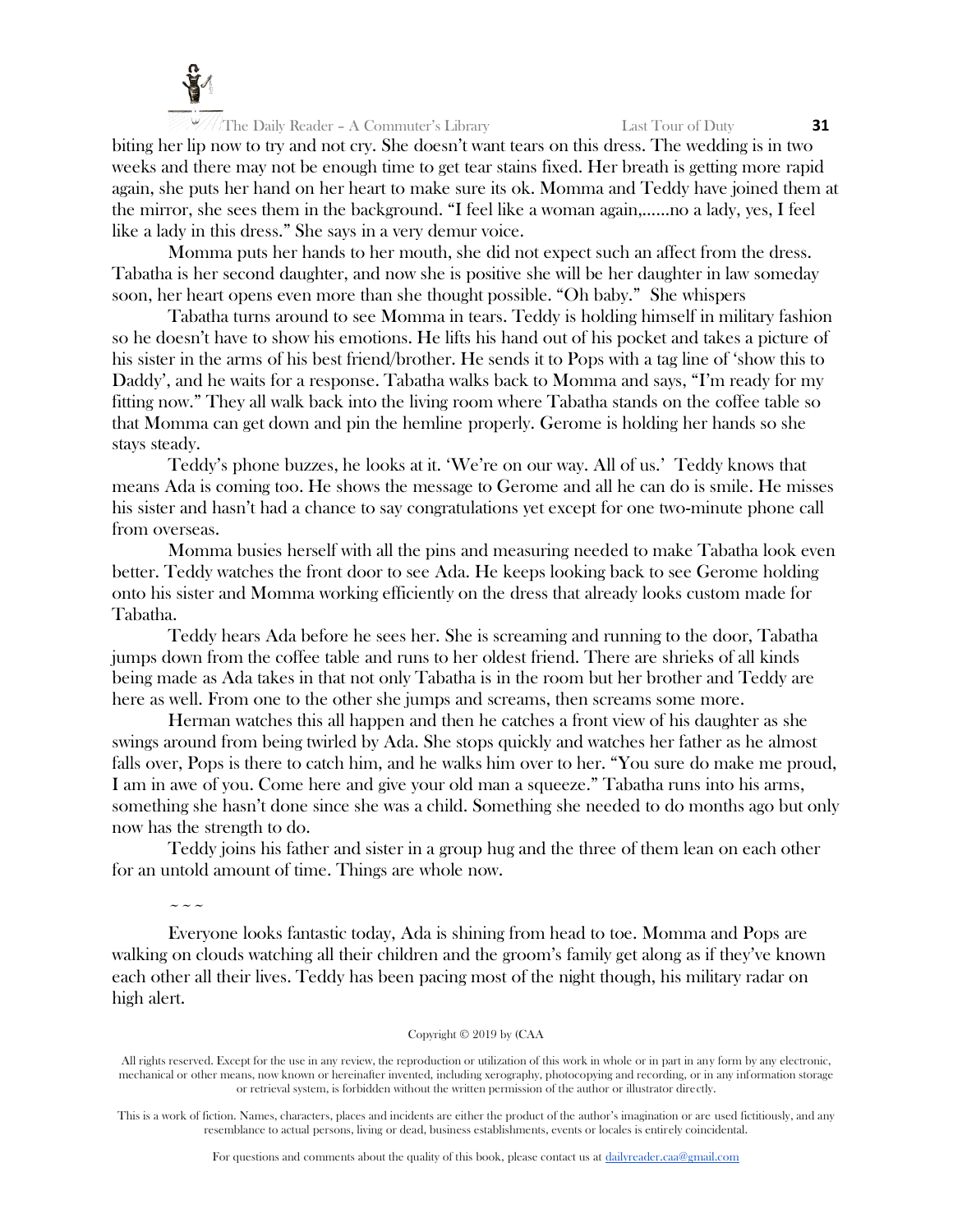biting her lip now to try and not cry. She doesn't want tears on this dress. The wedding is in two weeks and there may not be enough time to get tear stains fixed. Her breath is getting more rapid again, she puts her hand on her heart to make sure its ok. Momma and Teddy have joined them at the mirror, she sees them in the background. "I feel like a woman again,……no a lady, yes, I feel like a lady in this dress." She says in a very demur voice.

Momma puts her hands to her mouth, she did not expect such an affect from the dress. Tabatha is her second daughter, and now she is positive she will be her daughter in law someday soon, her heart opens even more than she thought possible. "Oh baby." She whispers

Tabatha turns around to see Momma in tears. Teddy is holding himself in military fashion so he doesn't have to show his emotions. He lifts his hand out of his pocket and takes a picture of his sister in the arms of his best friend/brother. He sends it to Pops with a tag line of 'show this to Daddy', and he waits for a response. Tabatha walks back to Momma and says, "I'm ready for my fitting now." They all walk back into the living room where Tabatha stands on the coffee table so that Momma can get down and pin the hemline properly. Gerome is holding her hands so she stays steady.

Teddy's phone buzzes, he looks at it. 'We're on our way. All of us.' Teddy knows that means Ada is coming too. He shows the message to Gerome and all he can do is smile. He misses his sister and hasn't had a chance to say congratulations yet except for one two-minute phone call from overseas.

Momma busies herself with all the pins and measuring needed to make Tabatha look even better. Teddy watches the front door to see Ada. He keeps looking back to see Gerome holding onto his sister and Momma working efficiently on the dress that already looks custom made for Tabatha.

Teddy hears Ada before he sees her. She is screaming and running to the door, Tabatha jumps down from the coffee table and runs to her oldest friend. There are shrieks of all kinds being made as Ada takes in that not only Tabatha is in the room but her brother and Teddy are here as well. From one to the other she jumps and screams, then screams some more.

Herman watches this all happen and then he catches a front view of his daughter as she swings around from being twirled by Ada. She stops quickly and watches her father as he almost falls over, Pops is there to catch him, and he walks him over to her. "You sure do make me proud, I am in awe of you. Come here and give your old man a squeeze." Tabatha runs into his arms, something she hasn't done since she was a child. Something she needed to do months ago but only now has the strength to do.

Teddy joins his father and sister in a group hug and the three of them lean on each other for an untold amount of time. Things are whole now.

~ ~ ~

Everyone looks fantastic today, Ada is shining from head to toe. Momma and Pops are walking on clouds watching all their children and the groom's family get along as if they've known each other all their lives. Teddy has been pacing most of the night though, his military radar on high alert.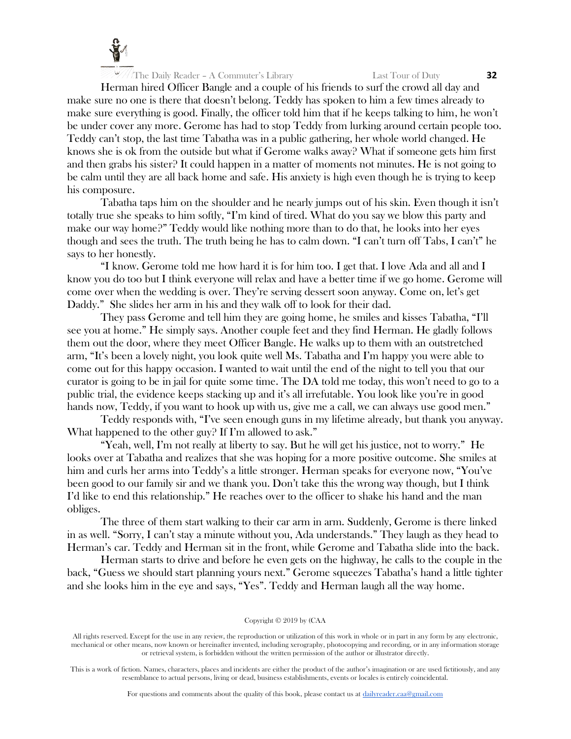Herman hired Officer Bangle and a couple of his friends to surf the crowd all day and make sure no one is there that doesn't belong. Teddy has spoken to him a few times already to make sure everything is good. Finally, the officer told him that if he keeps talking to him, he won't be under cover any more. Gerome has had to stop Teddy from lurking around certain people too. Teddy can't stop, the last time Tabatha was in a public gathering, her whole world changed. He knows she is ok from the outside but what if Gerome walks away? What if someone gets him first and then grabs his sister? It could happen in a matter of moments not minutes. He is not going to be calm until they are all back home and safe. His anxiety is high even though he is trying to keep his composure.

Tabatha taps him on the shoulder and he nearly jumps out of his skin. Even though it isn't totally true she speaks to him softly, "I'm kind of tired. What do you say we blow this party and make our way home?" Teddy would like nothing more than to do that, he looks into her eyes though and sees the truth. The truth being he has to calm down. "I can't turn off Tabs, I can't" he says to her honestly.

"I know. Gerome told me how hard it is for him too. I get that. I love Ada and all and I know you do too but I think everyone will relax and have a better time if we go home. Gerome will come over when the wedding is over. They're serving dessert soon anyway. Come on, let's get Daddy." She slides her arm in his and they walk off to look for their dad.

They pass Gerome and tell him they are going home, he smiles and kisses Tabatha, "I'll see you at home." He simply says. Another couple feet and they find Herman. He gladly follows them out the door, where they meet Officer Bangle. He walks up to them with an outstretched arm, "It's been a lovely night, you look quite well Ms. Tabatha and I'm happy you were able to come out for this happy occasion. I wanted to wait until the end of the night to tell you that our curator is going to be in jail for quite some time. The DA told me today, this won't need to go to a public trial, the evidence keeps stacking up and it's all irrefutable. You look like you're in good hands now, Teddy, if you want to hook up with us, give me a call, we can always use good men."

Teddy responds with, "I've seen enough guns in my lifetime already, but thank you anyway. What happened to the other guy? If I'm allowed to ask."

"Yeah, well, I'm not really at liberty to say. But he will get his justice, not to worry." He looks over at Tabatha and realizes that she was hoping for a more positive outcome. She smiles at him and curls her arms into Teddy's a little stronger. Herman speaks for everyone now, "You've been good to our family sir and we thank you. Don't take this the wrong way though, but I think I'd like to end this relationship." He reaches over to the officer to shake his hand and the man obliges.

The three of them start walking to their car arm in arm. Suddenly, Gerome is there linked in as well. "Sorry, I can't stay a minute without you, Ada understands." They laugh as they head to Herman's car. Teddy and Herman sit in the front, while Gerome and Tabatha slide into the back.

Herman starts to drive and before he even gets on the highway, he calls to the couple in the back, "Guess we should start planning yours next." Gerome squeezes Tabatha's hand a little tighter and she looks him in the eye and says, "Yes". Teddy and Herman laugh all the way home.

Copyright © 2019 by (CAA

All rights reserved. Except for the use in any review, the reproduction or utilization of this work in whole or in part in any form by any electronic, mechanical or other means, now known or hereinafter invented, including xerography, photocopying and recording, or in any information storage or retrieval system, is forbidden without the written permission of the author or illustrator directly.

This is a work of fiction. Names, characters, places and incidents are either the product of the author's imagination or are used fictitiously, and any resemblance to actual persons, living or dead, business establishments, events or locales is entirely coincidental.

For questions and comments about the quality of this book, please contact us at dailyreader.caa@gmail.com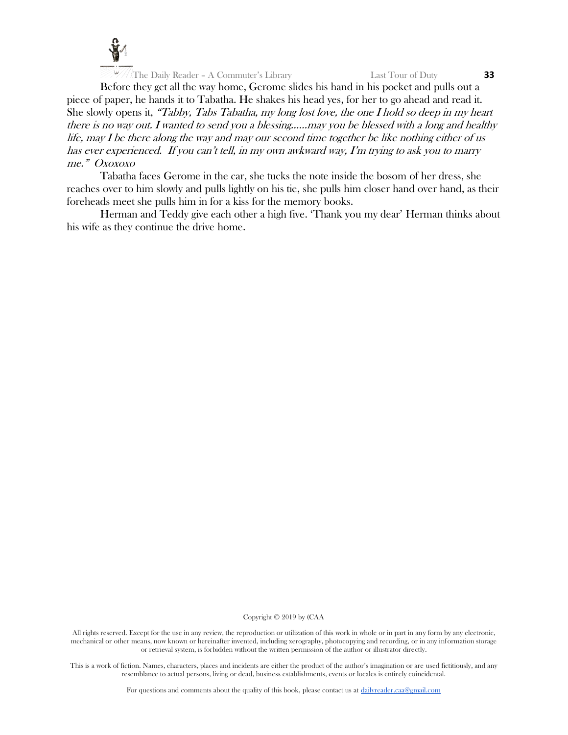Before they get all the way home, Gerome slides his hand in his pocket and pulls out a piece of paper, he hands it to Tabatha. He shakes his head yes, for her to go ahead and read it. She slowly opens it, *"Tabby, Tabs Tabatha, my long lost love, the one I hold so deep in my heart there is no way out. I wanted to send you a blessing……may you be blessed with a long and healthy life, may I be there along the way and may our second time together be like nothing either of us has ever experienced. If you can't tell, in my own awkward way, I'm trying to ask you to marry me." Oxoxoxo*

Tabatha faces Gerome in the car, she tucks the note inside the bosom of her dress, she reaches over to him slowly and pulls lightly on his tie, she pulls him closer hand over hand, as their foreheads meet she pulls him in for a kiss for the memory books.

Herman and Teddy give each other a high five. 'Thank you my dear' Herman thinks about his wife as they continue the drive home.

Copyright © 2019 by (CAA

All rights reserved. Except for the use in any review, the reproduction or utilization of this work in whole or in part in any form by any electronic, mechanical or other means, now known or hereinafter invented, including xerography, photocopying and recording, or in any information storage or retrieval system, is forbidden without the written permission of the author or illustrator directly.

This is a work of fiction. Names, characters, places and incidents are either the product of the author's imagination or are used fictitiously, and any resemblance to actual persons, living or dead, business establishments, events or locales is entirely coincidental.

For questions and comments about the quality of this book, please contact us at dailyreader.caa@gmail.com